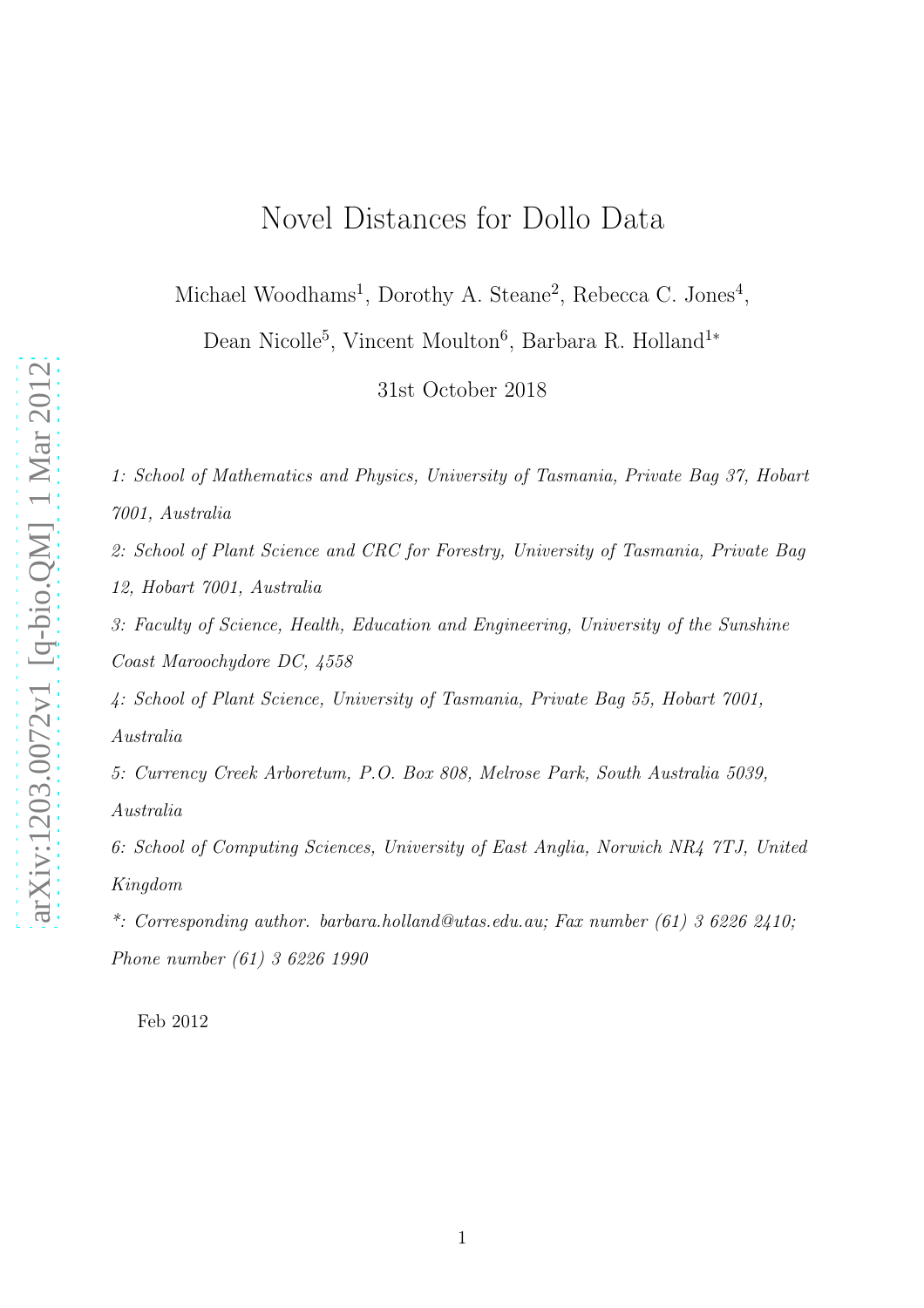# Novel Distances for Dollo Data

Michael Woodhams[1], Dorothy A. Steane[2], Rebecca C. Jones[4], Dean Nicolle[5], Vincent Moulton[6], Barbara R. Holland[1*]

31st October 2018

*1: School of Mathematics and Physics, University of Tasmania, Private Bag 37, Hobart 7001, Australia*

*2: School of Plant Science and CRC for Forestry, University of Tasmania, Private Bag 12, Hobart 7001, Australia*

*3: Faculty of Science, Health, Education and Engineering, University of the Sunshine Coast Maroochydore DC, 4558*

*4: School of Plant Science, University of Tasmania, Private Bag 55, Hobart 7001, Australia*

*5: Currency Creek Arboretum, P.O. Box 808, Melrose Park, South Australia 5039, Australia*

*6: School of Computing Sciences, University of East Anglia, Norwich NR4 7TJ, United Kingdom*

*\*: Corresponding author. barbara.holland@utas.edu.au; Fax number (61) 3 6226 2410; Phone number (61) 3 6226 1990*

Feb 2012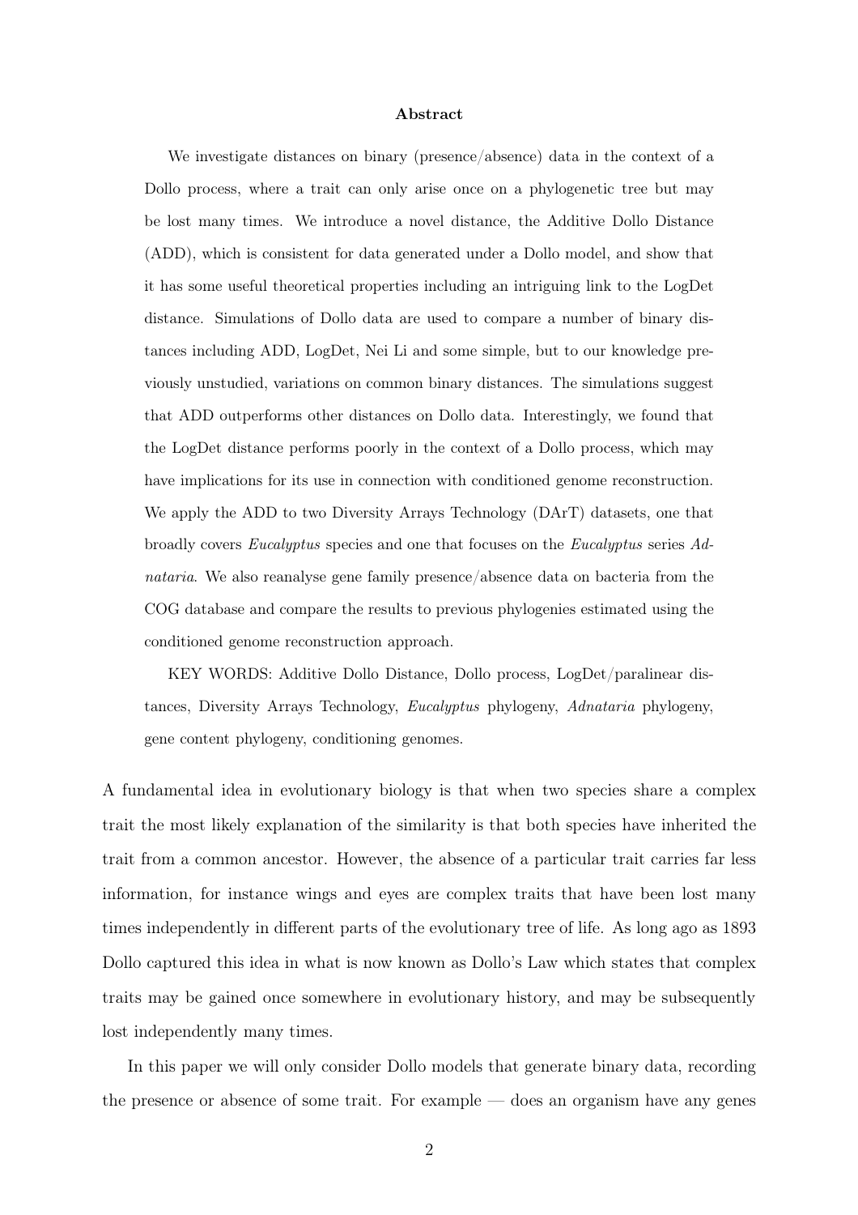**Abstract**

We investigate distances on binary (presence/absence) data in the context of a Dollo process, where a trait can only arise once on a phylogenetic tree but may be lost many times. We introduce a novel distance, the Additive Dollo Distance (ADD), which is consistent for data generated under a Dollo model, and show that it has some useful theoretical properties including an intriguing link to the LogDet distance. Simulations of Dollo data are used to compare a number of binary distances including ADD, LogDet, Nei Li and some simple, but to our knowledge previously unstudied, variations on common binary distances. The simulations suggest that ADD outperforms other distances on Dollo data. Interestingly, we found that the LogDet distance performs poorly in the context of a Dollo process, which may have implications for its use in connection with conditioned genome reconstruction. We apply the ADD to two Diversity Arrays Technology (DArT) datasets, one that broadly covers *Eucalyptus* species and one that focuses on the *Eucalyptus* series *Adnataria*. We also reanalyse gene family presence/absence data on bacteria from the COG database and compare the results to previous phylogenies estimated using the conditioned genome reconstruction approach.

KEY WORDS: Additive Dollo Distance, Dollo process, LogDet/paralinear distances, Diversity Arrays Technology, *Eucalyptus* phylogeny, *Adnataria* phylogeny, gene content phylogeny, conditioning genomes.

A fundamental idea in evolutionary biology is that when two species share a complex trait the most likely explanation of the similarity is that both species have inherited the trait from a common ancestor. However, the absence of a particular trait carries far less information, for instance wings and eyes are complex traits that have been lost many times independently in different parts of the evolutionary tree of life. As long ago as 1893 Dollo captured this idea in what is now known as Dollo's Law which states that complex traits may be gained once somewhere in evolutionary history, and may be subsequently lost independently many times.

In this paper we will only consider Dollo models that generate binary data, recording the presence or absence of some trait. For example — does an organism have any genes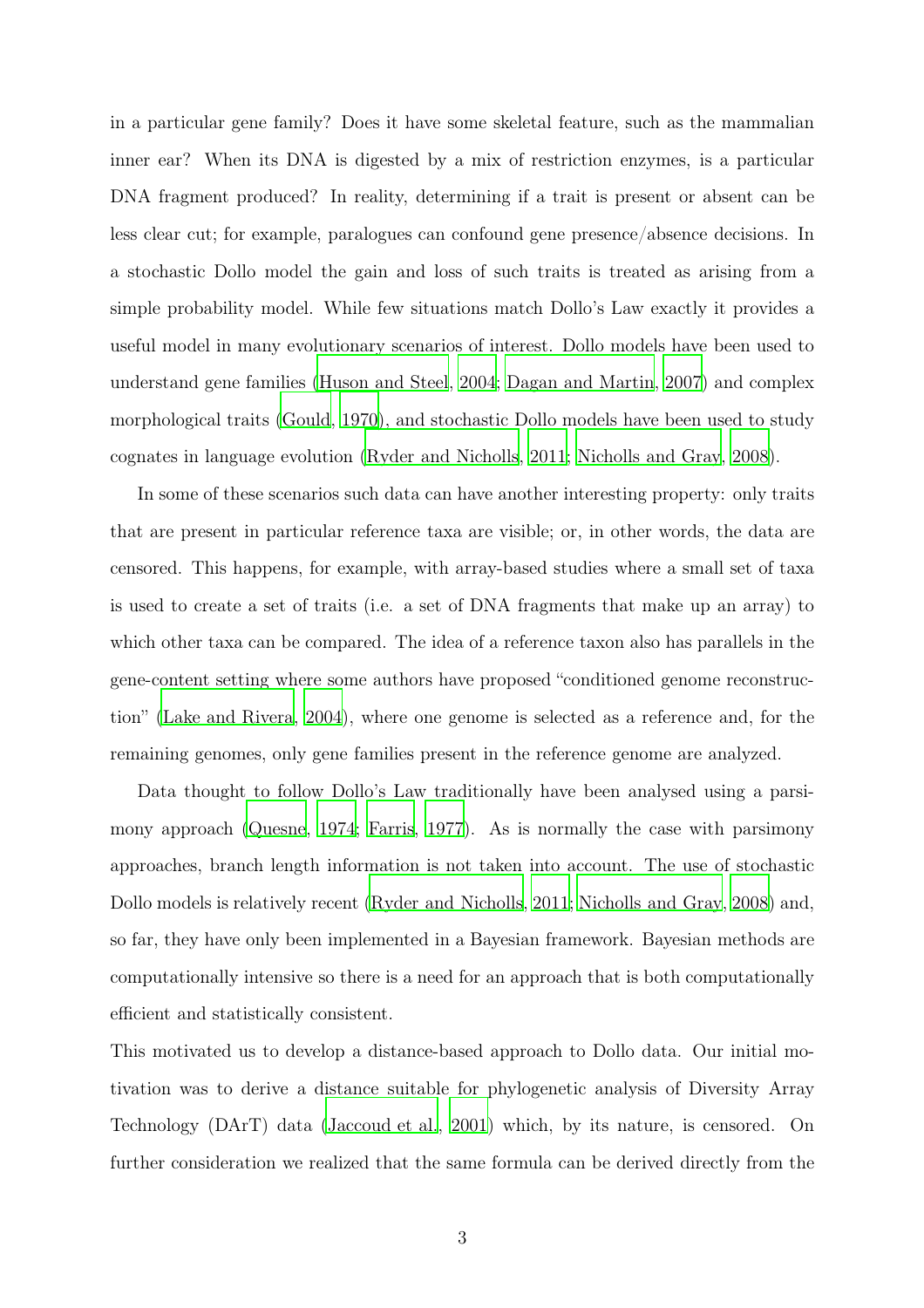in a particular gene family? Does it have some skeletal feature, such as the mammalian inner ear? When its DNA is digested by a mix of restriction enzymes, is a particular DNA fragment produced? In reality, determining if a trait is present or absent can be less clear cut; for example, paralogues can confound gene presence/absence decisions. In a stochastic Dollo model the gain and loss of such traits is treated as arising from a simple probability model. While few situations match Dollo's Law exactly it provides a useful model in many evolutionary scenarios of interest. Dollo models have been used to understand gene families (Huson and Steel, 2004; Dagan and Martin, 2007) and complex morphological traits (Gould, 1970), and stochastic Dollo models have been used to study cognates in language evolution (Ryder and Nicholls, 2011; Nicholls and Gray, 2008).

In some of these scenarios such data can have another interesting property: only traits that are present in particular reference taxa are visible; or, in other words, the data are censored. This happens, for example, with array-based studies where a small set of taxa is used to create a set of traits (i.e. a set of DNA fragments that make up an array) to which other taxa can be compared. The idea of a reference taxon also has parallels in the gene-content setting where some authors have proposed "conditioned genome reconstruction" (Lake and Rivera, 2004), where one genome is selected as a reference and, for the remaining genomes, only gene families present in the reference genome are analyzed.

Data thought to follow Dollo's Law traditionally have been analysed using a parsimony approach (Quesne, 1974; Farris, 1977). As is normally the case with parsimony approaches, branch length information is not taken into account. The use of stochastic Dollo models is relatively recent (Ryder and Nicholls, 2011; Nicholls and Gray, 2008) and, so far, they have only been implemented in a Bayesian framework. Bayesian methods are computationally intensive so there is a need for an approach that is both computationally efficient and statistically consistent.

This motivated us to develop a distance-based approach to Dollo data. Our initial motivation was to derive a distance suitable for phylogenetic analysis of Diversity Array Technology (DArT) data (Jaccoud et al., 2001) which, by its nature, is censored. On further consideration we realized that the same formula can be derived directly from the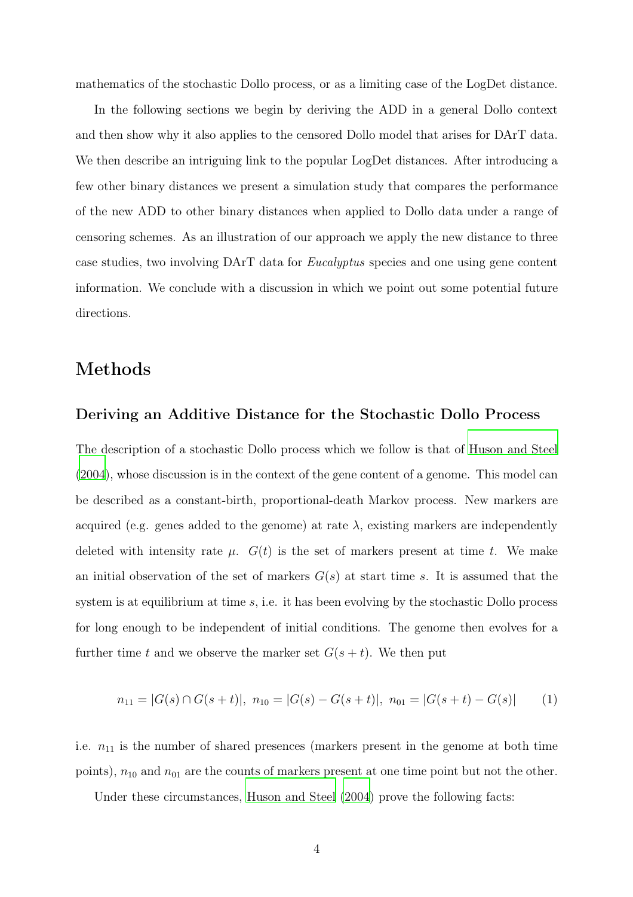mathematics of the stochastic Dollo process, or as a limiting case of the LogDet distance.

In the following sections we begin by deriving the ADD in a general Dollo context and then show why it also applies to the censored Dollo model that arises for DArT data. We then describe an intriguing link to the popular LogDet distances. After introducing a few other binary distances we present a simulation study that compares the performance of the new ADD to other binary distances when applied to Dollo data under a range of censoring schemes. As an illustration of our approach we apply the new distance to three case studies, two involving DArT data for *Eucalyptus* species and one using gene content information. We conclude with a discussion in which we point out some potential future directions.

# Methods

## Deriving an Additive Distance for the Stochastic Dollo Process

The description of a stochastic Dollo process which we follow is that of Huson and Steel (2004), whose discussion is in the context of the gene content of a genome. This model can be described as a constant-birth, proportional-death Markov process. New markers are acquired (e.g. genes added to the genome) at rate $\lambda$, existing markers are independently deleted with intensity rate $\mu$. $G(t)$ is the set of markers present at time $t$. We make an initial observation of the set of markers $G(s)$ at start time $s$. It is assumed that the system is at equilibrium at time $s$, i.e. it has been evolving by the stochastic Dollo process for long enough to be independent of initial conditions. The genome then evolves for a further time $t$ and we observe the marker set $G(s + t)$. We then put

$$n_{11} = |G(s) \cap G(s+t)|, \;\; n_{10} = |G(s) - G(s+t)|, \;\; n_{01} = |G(s+t) - G(s)| \qquad (1)$$

i.e. $n_{11}$ is the number of shared presences (markers present in the genome at both time points), $n_{10}$ and $n_{01}$ are the counts of markers present at one time point but not the other.

Under these circumstances, Huson and Steel (2004) prove the following facts: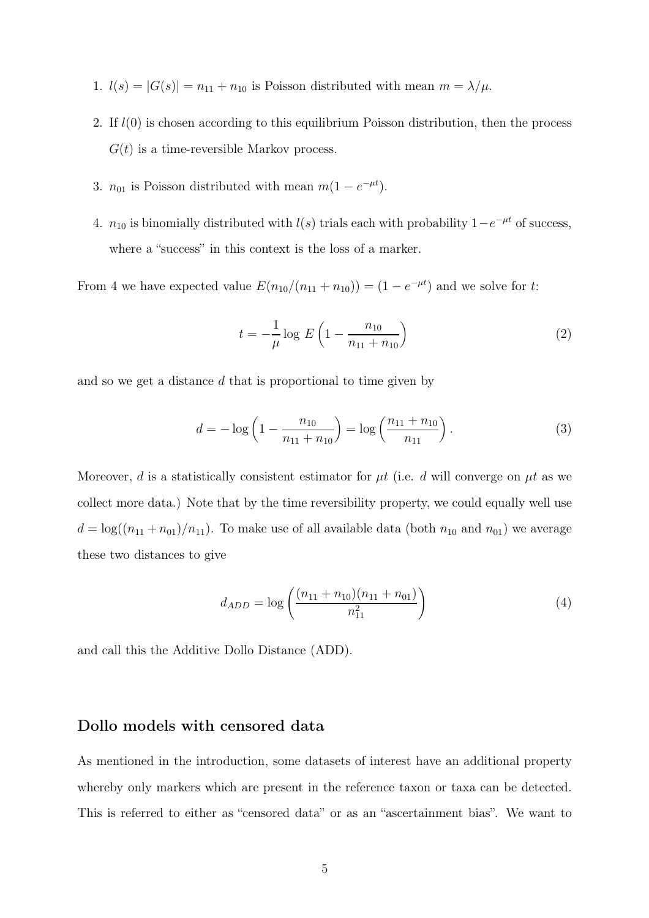1. $l(s) = |G(s)| = n_{11} + n_{10}$ is Poisson distributed with mean $m = \lambda/\mu$.

2. If $l(0)$ is chosen according to this equilibrium Poisson distribution, then the process $G(t)$ is a time-reversible Markov process.

3. $n_{01}$ is Poisson distributed with mean $m(1 - e^{-\mu t})$.

4. $n_{10}$ is binomially distributed with $l(s)$ trials each with probability $1 - e^{-\mu t}$ of success, where a "success" in this context is the loss of a marker.

From 4 we have expected value $E(n_{10}/(n_{11} + n_{10})) = (1 - e^{-\mu t})$ and we solve for $t$:

$$t = -\frac{1}{\mu} \log E\left(1 - \frac{n_{10}}{n_{11} + n_{10}}\right) \tag{2}$$

and so we get a distance $d$ that is proportional to time given by

$$d = -\log\left(1 - \frac{n_{10}}{n_{11} + n_{10}}\right) = \log\left(\frac{n_{11} + n_{10}}{n_{11}}\right). \tag{3}$$

Moreover, $d$ is a statistically consistent estimator for $\mu t$ (i.e. $d$ will converge on $\mu t$ as we collect more data.) Note that by the time reversibility property, we could equally well use $d = \log((n_{11} + n_{01})/n_{11})$. To make use of all available data (both $n_{10}$ and $n_{01}$) we average these two distances to give

$$d_{ADD} = \log\left(\frac{(n_{11} + n_{10})(n_{11} + n_{01})}{n_{11}^2}\right) \tag{4}$$

and call this the Additive Dollo Distance (ADD).

## Dollo models with censored data

As mentioned in the introduction, some datasets of interest have an additional property whereby only markers which are present in the reference taxon or taxa can be detected. This is referred to either as "censored data" or as an "ascertainment bias". We want to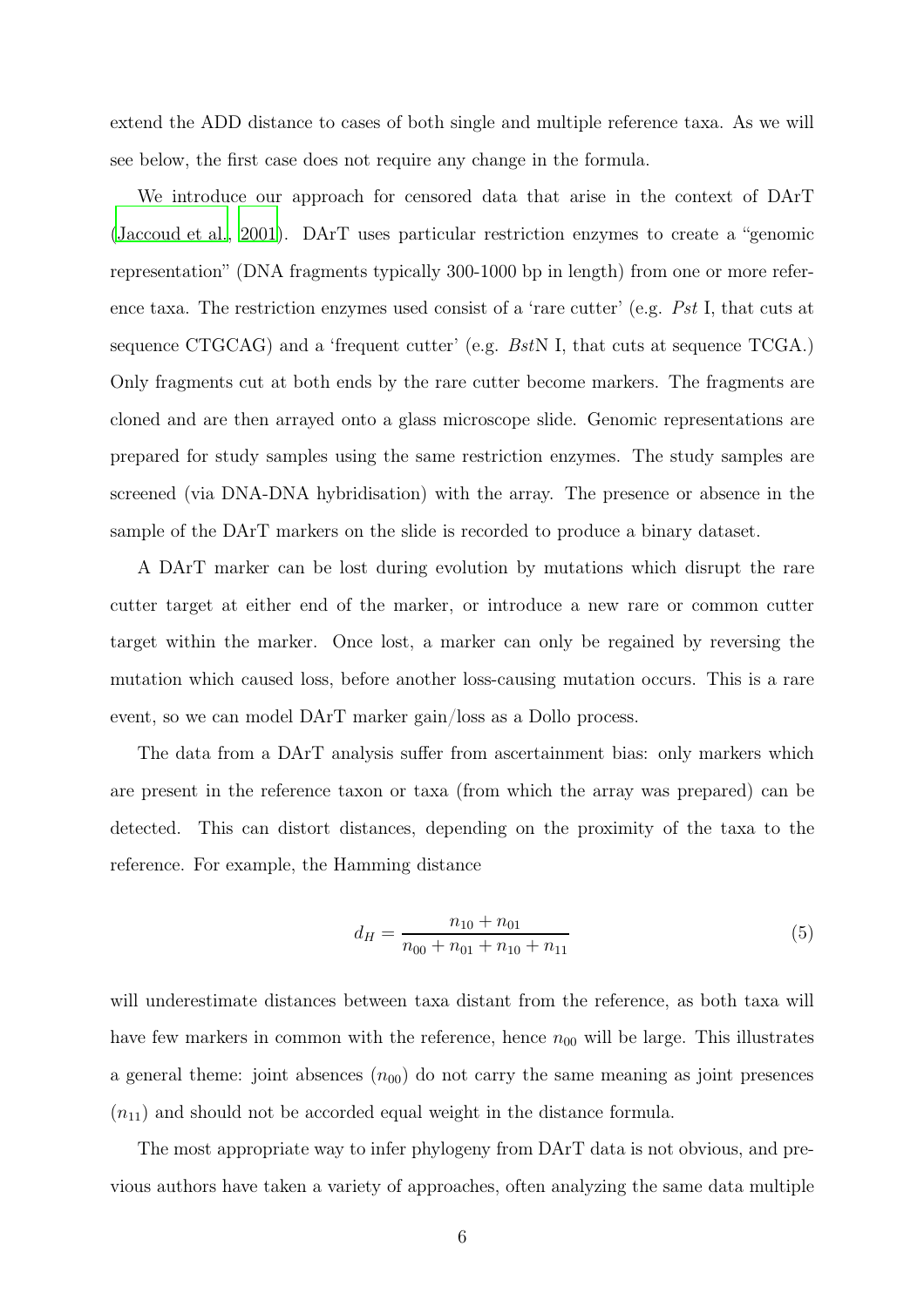extend the ADD distance to cases of both single and multiple reference taxa. As we will see below, the first case does not require any change in the formula.

We introduce our approach for censored data that arise in the context of DArT (Jaccoud et al., 2001). DArT uses particular restriction enzymes to create a "genomic representation" (DNA fragments typically 300-1000 bp in length) from one or more reference taxa. The restriction enzymes used consist of a 'rare cutter' (e.g. *Pst* I, that cuts at sequence CTGCAG) and a 'frequent cutter' (e.g. *Bst*N I, that cuts at sequence TCGA.) Only fragments cut at both ends by the rare cutter become markers. The fragments are cloned and are then arrayed onto a glass microscope slide. Genomic representations are prepared for study samples using the same restriction enzymes. The study samples are screened (via DNA-DNA hybridisation) with the array. The presence or absence in the sample of the DArT markers on the slide is recorded to produce a binary dataset.

A DArT marker can be lost during evolution by mutations which disrupt the rare cutter target at either end of the marker, or introduce a new rare or common cutter target within the marker. Once lost, a marker can only be regained by reversing the mutation which caused loss, before another loss-causing mutation occurs. This is a rare event, so we can model DArT marker gain/loss as a Dollo process.

The data from a DArT analysis suffer from ascertainment bias: only markers which are present in the reference taxon or taxa (from which the array was prepared) can be detected. This can distort distances, depending on the proximity of the taxa to the reference. For example, the Hamming distance

$$d_H = \frac{n_{10} + n_{01}}{n_{00} + n_{01} + n_{10} + n_{11}} \tag{5}$$

will underestimate distances between taxa distant from the reference, as both taxa will have few markers in common with the reference, hence $n_{00}$ will be large. This illustrates a general theme: joint absences ($n_{00}$) do not carry the same meaning as joint presences ($n_{11}$) and should not be accorded equal weight in the distance formula.

The most appropriate way to infer phylogeny from DArT data is not obvious, and previous authors have taken a variety of approaches, often analyzing the same data multiple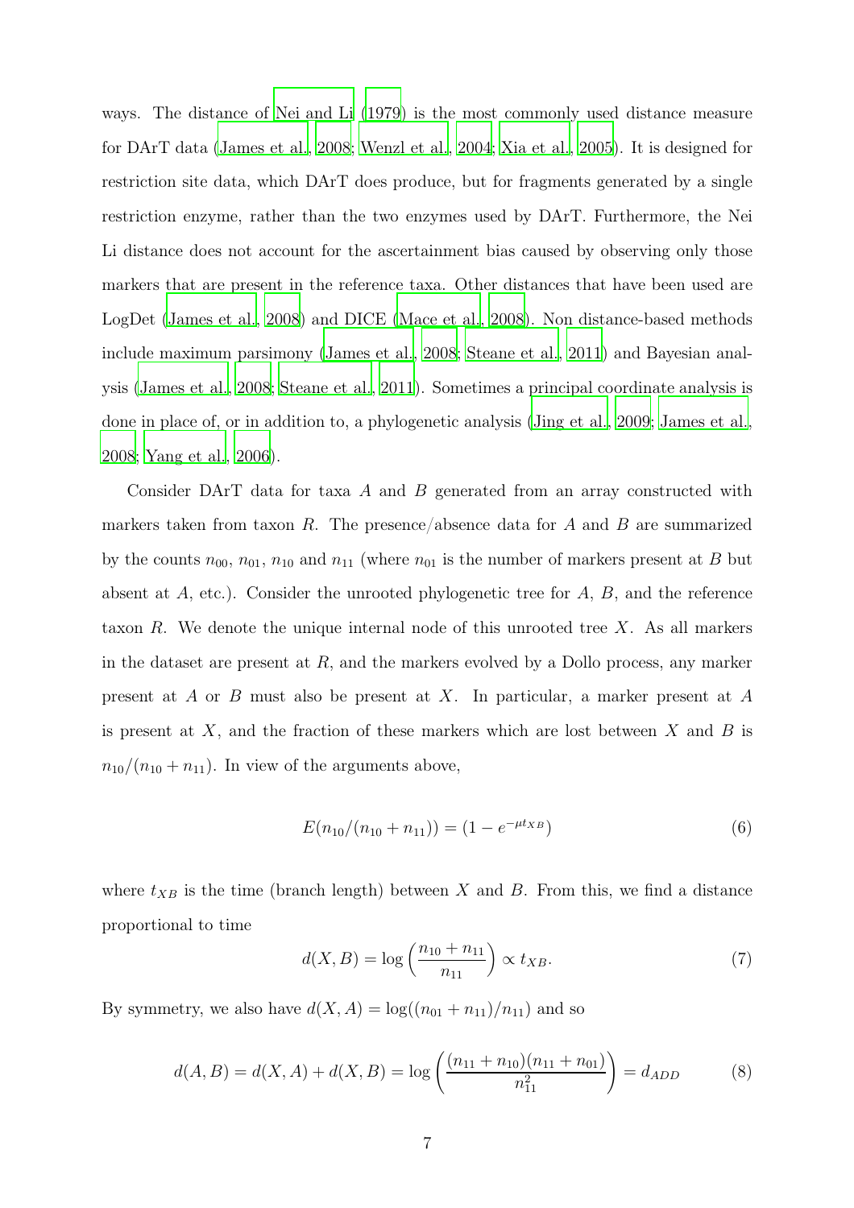ways. The distance of Nei and Li (1979) is the most commonly used distance measure for DArT data (James et al., 2008; Wenzl et al., 2004; Xia et al., 2005). It is designed for restriction site data, which DArT does produce, but for fragments generated by a single restriction enzyme, rather than the two enzymes used by DArT. Furthermore, the Nei Li distance does not account for the ascertainment bias caused by observing only those markers that are present in the reference taxa. Other distances that have been used are LogDet (James et al., 2008) and DICE (Mace et al., 2008). Non distance-based methods include maximum parsimony (James et al., 2008; Steane et al., 2011) and Bayesian analysis (James et al., 2008; Steane et al., 2011). Sometimes a principal coordinate analysis is done in place of, or in addition to, a phylogenetic analysis (Jing et al., 2009; James et al., 2008; Yang et al., 2006).

Consider DArT data for taxa $A$ and $B$ generated from an array constructed with markers taken from taxon $R$. The presence/absence data for $A$ and $B$ are summarized by the counts $n_{00}$, $n_{01}$, $n_{10}$ and $n_{11}$ (where $n_{01}$ is the number of markers present at $B$ but absent at $A$, etc.). Consider the unrooted phylogenetic tree for $A$, $B$, and the reference taxon $R$. We denote the unique internal node of this unrooted tree $X$. As all markers in the dataset are present at $R$, and the markers evolved by a Dollo process, any marker present at $A$ or $B$ must also be present at $X$. In particular, a marker present at $A$ is present at $X$, and the fraction of these markers which are lost between $X$ and $B$ is $n_{10}/(n_{10} + n_{11})$. In view of the arguments above,

$$E(n_{10}/(n_{10} + n_{11})) = (1 - e^{-\mu t_{XB}}) \tag{6}$$

where $t_{XB}$ is the time (branch length) between $X$ and $B$. From this, we find a distance proportional to time

$$d(X, B) = \log\left(\frac{n_{10} + n_{11}}{n_{11}}\right) \propto t_{XB}. \tag{7}$$

By symmetry, we also have $d(X, A) = \log((n_{01} + n_{11})/n_{11})$ and so

$$d(A, B) = d(X, A) + d(X, B) = \log\left(\frac{(n_{11} + n_{10})(n_{11} + n_{01})}{n_{11}^2}\right) = d_{ADD} \tag{8}$$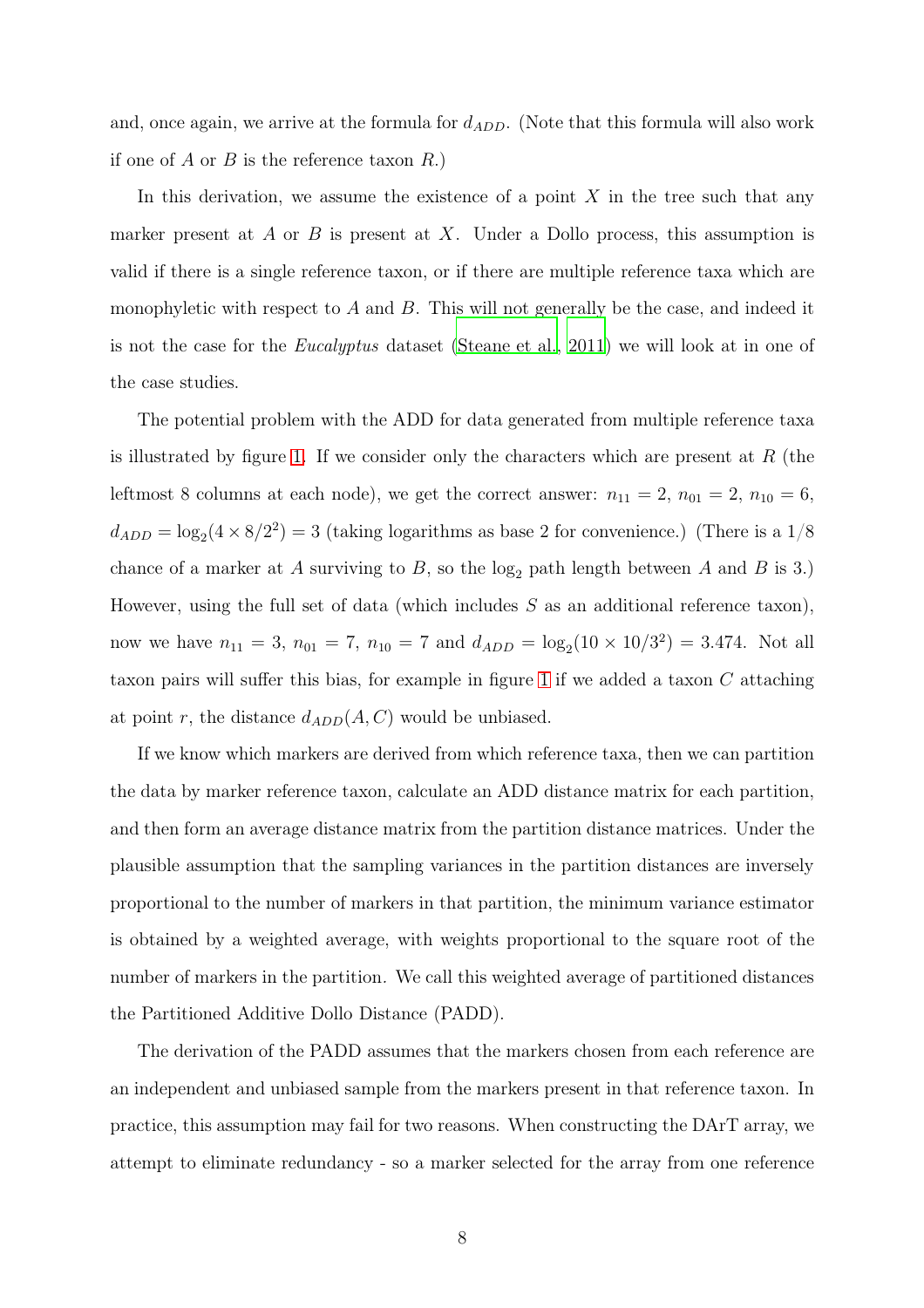and, once again, we arrive at the formula for $d_{ADD}$. (Note that this formula will also work if one of $A$ or $B$ is the reference taxon $R$.)

In this derivation, we assume the existence of a point $X$ in the tree such that any marker present at $A$ or $B$ is present at $X$. Under a Dollo process, this assumption is valid if there is a single reference taxon, or if there are multiple reference taxa which are monophyletic with respect to $A$ and $B$. This will not generally be the case, and indeed it is not the case for the *Eucalyptus* dataset (Steane et al., 2011) we will look at in one of the case studies.

The potential problem with the ADD for data generated from multiple reference taxa is illustrated by figure 1. If we consider only the characters which are present at $R$ (the leftmost 8 columns at each node), we get the correct answer: $n_{11} = 2$, $n_{01} = 2$, $n_{10} = 6$, $d_{ADD} = \log_2(4 \times 8/2^2) = 3$ (taking logarithms as base 2 for convenience.) (There is a 1/8 chance of a marker at $A$ surviving to $B$, so the $\log_2$ path length between $A$ and $B$ is 3.) However, using the full set of data (which includes $S$ as an additional reference taxon), now we have $n_{11} = 3$, $n_{01} = 7$, $n_{10} = 7$ and $d_{ADD} = \log_2(10 \times 10/3^2) = 3.474$. Not all taxon pairs will suffer this bias, for example in figure 1 if we added a taxon $C$ attaching at point $r$, the distance $d_{ADD}(A, C)$ would be unbiased.

If we know which markers are derived from which reference taxa, then we can partition the data by marker reference taxon, calculate an ADD distance matrix for each partition, and then form an average distance matrix from the partition distance matrices. Under the plausible assumption that the sampling variances in the partition distances are inversely proportional to the number of markers in that partition, the minimum variance estimator is obtained by a weighted average, with weights proportional to the square root of the number of markers in the partition. We call this weighted average of partitioned distances the Partitioned Additive Dollo Distance (PADD).

The derivation of the PADD assumes that the markers chosen from each reference are an independent and unbiased sample from the markers present in that reference taxon. In practice, this assumption may fail for two reasons. When constructing the DArT array, we attempt to eliminate redundancy - so a marker selected for the array from one reference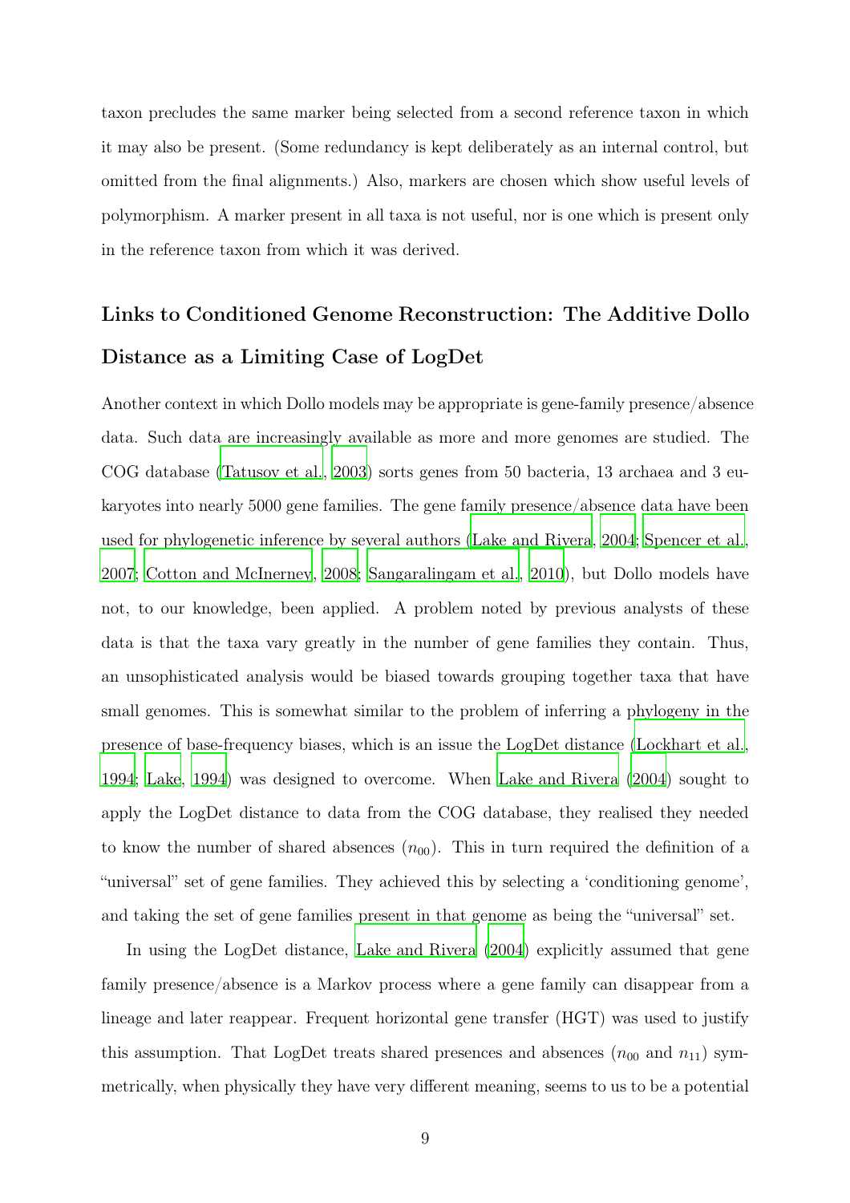taxon precludes the same marker being selected from a second reference taxon in which it may also be present. (Some redundancy is kept deliberately as an internal control, but omitted from the final alignments.) Also, markers are chosen which show useful levels of polymorphism. A marker present in all taxa is not useful, nor is one which is present only in the reference taxon from which it was derived.

## Links to Conditioned Genome Reconstruction: The Additive Dollo Distance as a Limiting Case of LogDet

Another context in which Dollo models may be appropriate is gene-family presence/absence data. Such data are increasingly available as more and more genomes are studied. The COG database (Tatusov et al., 2003) sorts genes from 50 bacteria, 13 archaea and 3 eukaryotes into nearly 5000 gene families. The gene family presence/absence data have been used for phylogenetic inference by several authors (Lake and Rivera, 2004; Spencer et al., 2007; Cotton and McInerney, 2008; Sangaralingam et al., 2010), but Dollo models have not, to our knowledge, been applied. A problem noted by previous analysts of these data is that the taxa vary greatly in the number of gene families they contain. Thus, an unsophisticated analysis would be biased towards grouping together taxa that have small genomes. This is somewhat similar to the problem of inferring a phylogeny in the presence of base-frequency biases, which is an issue the LogDet distance (Lockhart et al., 1994; Lake, 1994) was designed to overcome. When Lake and Rivera (2004) sought to apply the LogDet distance to data from the COG database, they realised they needed to know the number of shared absences ($n_{00}$). This in turn required the definition of a "universal" set of gene families. They achieved this by selecting a 'conditioning genome', and taking the set of gene families present in that genome as being the "universal" set.

In using the LogDet distance, Lake and Rivera (2004) explicitly assumed that gene family presence/absence is a Markov process where a gene family can disappear from a lineage and later reappear. Frequent horizontal gene transfer (HGT) was used to justify this assumption. That LogDet treats shared presences and absences ($n_{00}$ and $n_{11}$) symmetrically, when physically they have very different meaning, seems to us to be a potential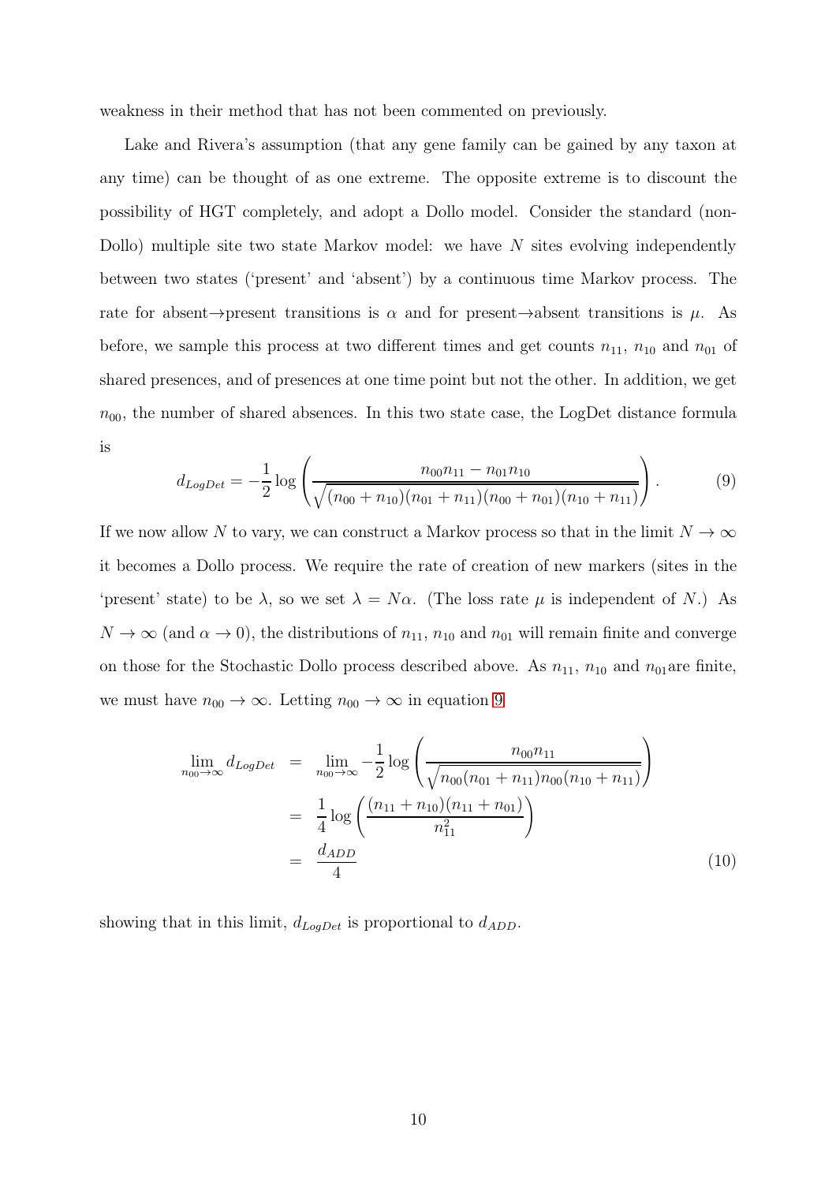weakness in their method that has not been commented on previously.

Lake and Rivera's assumption (that any gene family can be gained by any taxon at any time) can be thought of as one extreme. The opposite extreme is to discount the possibility of HGT completely, and adopt a Dollo model. Consider the standard (non-Dollo) multiple site two state Markov model: we have $N$ sites evolving independently between two states ('present' and 'absent') by a continuous time Markov process. The rate for absent→present transitions is $\alpha$ and for present→absent transitions is $\mu$. As before, we sample this process at two different times and get counts $n_{11}$, $n_{10}$ and $n_{01}$ of shared presences, and of presences at one time point but not the other. In addition, we get $n_{00}$, the number of shared absences. In this two state case, the LogDet distance formula is

$$d_{LogDet} = -\frac{1}{2}\log\left(\frac{n_{00}n_{11} - n_{01}n_{10}}{\sqrt{(n_{00}+n_{10})(n_{01}+n_{11})(n_{00}+n_{01})(n_{10}+n_{11})}}\right). \tag{9}$$

If we now allow $N$ to vary, we can construct a Markov process so that in the limit $N \to \infty$ it becomes a Dollo process. We require the rate of creation of new markers (sites in the 'present' state) to be $\lambda$, so we set $\lambda = N\alpha$. (The loss rate $\mu$ is independent of $N$.) As $N \to \infty$ (and $\alpha \to 0$), the distributions of $n_{11}$, $n_{10}$ and $n_{01}$ will remain finite and converge on those for the Stochastic Dollo process described above. As $n_{11}$, $n_{10}$ and $n_{01}$are finite, we must have $n_{00} \to \infty$. Letting $n_{00} \to \infty$ in equation 9

$$\begin{aligned}
\lim_{n_{00}\to\infty} d_{LogDet} &= \lim_{n_{00}\to\infty} -\frac{1}{2}\log\left(\frac{n_{00}n_{11}}{\sqrt{n_{00}(n_{01}+n_{11})n_{00}(n_{10}+n_{11})}}\right) \\
&= \frac{1}{4}\log\left(\frac{(n_{11}+n_{10})(n_{11}+n_{01})}{n_{11}^2}\right) \\
&= \frac{d_{ADD}}{4}
\end{aligned} \tag{10}$$

showing that in this limit, $d_{LogDet}$ is proportional to $d_{ADD}$.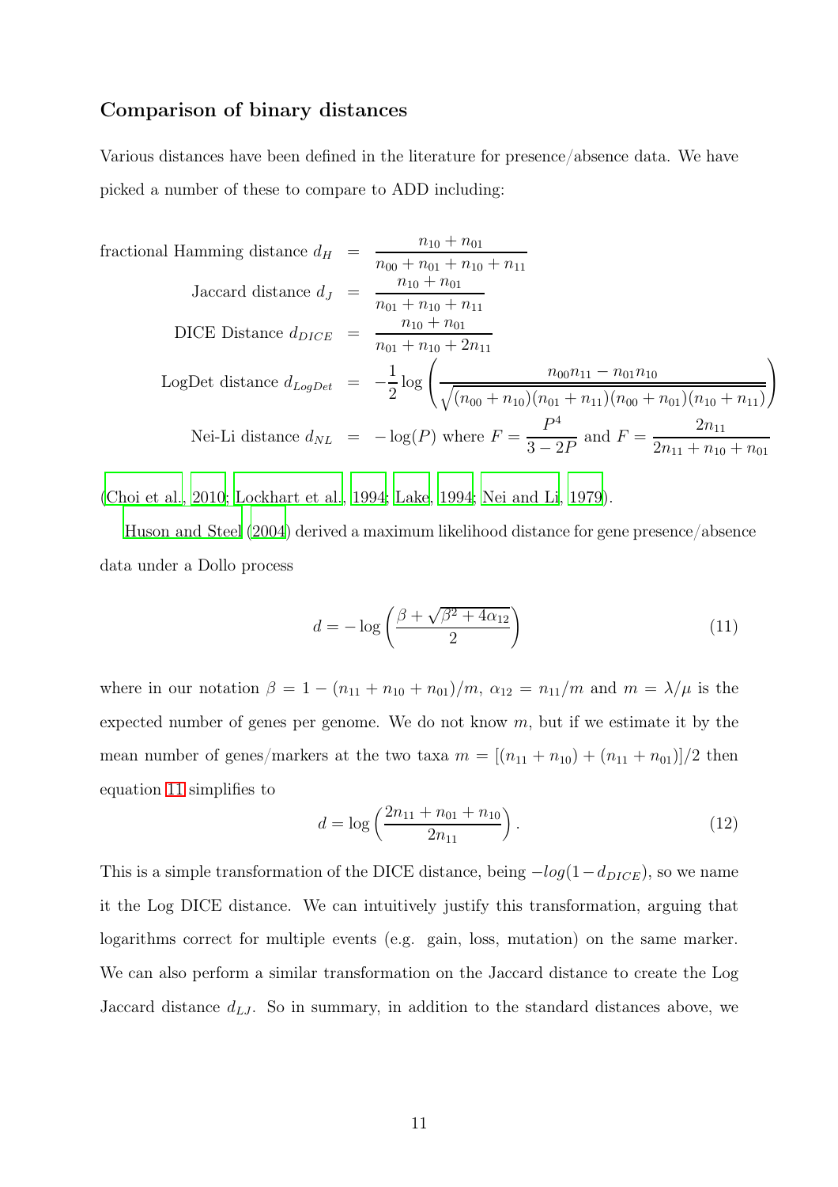### Comparison of binary distances

Various distances have been defined in the literature for presence/absence data. We have picked a number of these to compare to ADD including:

$$
\begin{aligned}
\text{fractional Hamming distance } d_H &= \frac{n_{10}+n_{01}}{n_{00}+n_{01}+n_{10}+n_{11}} \\
\text{Jaccard distance } d_J &= \frac{n_{10}+n_{01}}{n_{01}+n_{10}+n_{11}} \\
\text{DICE Distance } d_{DICE} &= \frac{n_{10}+n_{01}}{n_{01}+n_{10}+2n_{11}} \\
\text{LogDet distance } d_{LogDet} &= -\frac{1}{2}\log\left(\frac{n_{00}n_{11}-n_{01}n_{10}}{\sqrt{(n_{00}+n_{10})(n_{01}+n_{11})(n_{00}+n_{01})(n_{10}+n_{11})}}\right) \\
\text{Nei-Li distance } d_{NL} &= -\log(P) \text{ where } F = \frac{P^4}{3-2P} \text{ and } F = \frac{2n_{11}}{2n_{11}+n_{10}+n_{01}}
\end{aligned}
$$

(Choi et al., 2010; Lockhart et al., 1994; Lake, 1994; Nei and Li, 1979).

Huson and Steel (2004) derived a maximum likelihood distance for gene presence/absence data under a Dollo process

$$
d = -\log\left(\frac{\beta+\sqrt{\beta^2+4\alpha_{12}}}{2}\right) \tag{11}
$$

where in our notation $\beta = 1-(n_{11}+n_{10}+n_{01})/m$, $\alpha_{12} = n_{11}/m$ and $m = \lambda/\mu$ is the expected number of genes per genome. We do not know $m$, but if we estimate it by the mean number of genes/markers at the two taxa $m = [(n_{11}+n_{10})+(n_{11}+n_{01})]/2$ then equation 11 simplifies to

$$
d = \log\left(\frac{2n_{11}+n_{01}+n_{10}}{2n_{11}}\right). \tag{12}
$$

This is a simple transformation of the DICE distance, being $-log(1-d_{DICE})$, so we name it the Log DICE distance. We can intuitively justify this transformation, arguing that logarithms correct for multiple events (e.g. gain, loss, mutation) on the same marker. We can also perform a similar transformation on the Jaccard distance to create the Log Jaccard distance $d_{LJ}$. So in summary, in addition to the standard distances above, we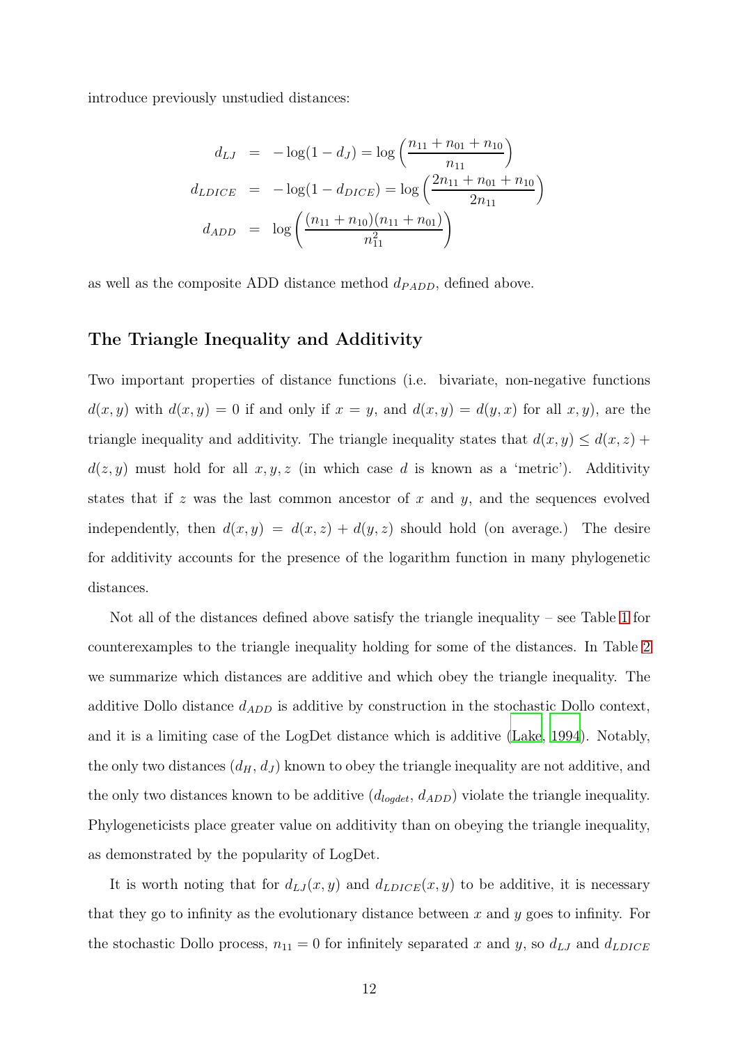introduce previously unstudied distances:

$$
\begin{aligned}
d_{LJ} &= -\log(1 - d_J) = \log\left(\frac{n_{11} + n_{01} + n_{10}}{n_{11}}\right) \\
d_{LDICE} &= -\log(1 - d_{DICE}) = \log\left(\frac{2n_{11} + n_{01} + n_{10}}{2n_{11}}\right) \\
d_{ADD} &= \log\left(\frac{(n_{11} + n_{10})(n_{11} + n_{01})}{n_{11}^2}\right)
\end{aligned}
$$

as well as the composite ADD distance method $d_{PADD}$, defined above.

## The Triangle Inequality and Additivity

Two important properties of distance functions (i.e. bivariate, non-negative functions $d(x, y)$ with $d(x, y) = 0$ if and only if $x = y$, and $d(x, y) = d(y, x)$ for all $x, y$), are the triangle inequality and additivity. The triangle inequality states that $d(x, y) \leq d(x, z) + d(z, y)$ must hold for all $x, y, z$ (in which case $d$ is known as a 'metric'). Additivity states that if $z$ was the last common ancestor of $x$ and $y$, and the sequences evolved independently, then $d(x, y) = d(x, z) + d(y, z)$ should hold (on average.) The desire for additivity accounts for the presence of the logarithm function in many phylogenetic distances.

Not all of the distances defined above satisfy the triangle inequality – see Table 1 for counterexamples to the triangle inequality holding for some of the distances. In Table 2 we summarize which distances are additive and which obey the triangle inequality. The additive Dollo distance $d_{ADD}$ is additive by construction in the stochastic Dollo context, and it is a limiting case of the LogDet distance which is additive (Lake, 1994). Notably, the only two distances ($d_H$, $d_J$) known to obey the triangle inequality are not additive, and the only two distances known to be additive ($d_{logdet}$, $d_{ADD}$) violate the triangle inequality. Phylogeneticists place greater value on additivity than on obeying the triangle inequality, as demonstrated by the popularity of LogDet.

It is worth noting that for $d_{LJ}(x, y)$ and $d_{LDICE}(x, y)$ to be additive, it is necessary that they go to infinity as the evolutionary distance between $x$ and $y$ goes to infinity. For the stochastic Dollo process, $n_{11} = 0$ for infinitely separated $x$ and $y$, so $d_{LJ}$ and $d_{LDICE}$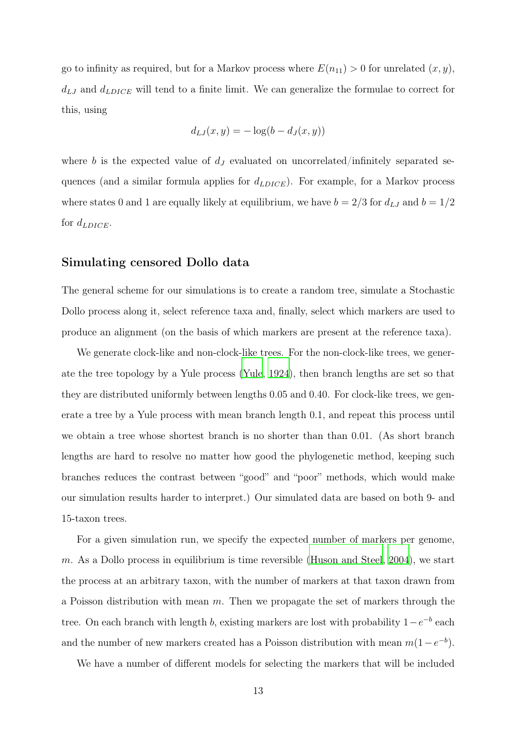go to infinity as required, but for a Markov process where $E(n_{11}) > 0$ for unrelated $(x, y)$, $d_{LJ}$ and $d_{LDICE}$ will tend to a finite limit. We can generalize the formulae to correct for this, using

$$d_{LJ}(x, y) = -\log(b - d_J(x, y))$$

where $b$ is the expected value of $d_J$ evaluated on uncorrelated/infinitely separated sequences (and a similar formula applies for $d_{LDICE}$). For example, for a Markov process where states 0 and 1 are equally likely at equilibrium, we have $b = 2/3$ for $d_{LJ}$ and $b = 1/2$ for $d_{LDICE}$.

## Simulating censored Dollo data

The general scheme for our simulations is to create a random tree, simulate a Stochastic Dollo process along it, select reference taxa and, finally, select which markers are used to produce an alignment (on the basis of which markers are present at the reference taxa).

We generate clock-like and non-clock-like trees. For the non-clock-like trees, we generate the tree topology by a Yule process (Yule, 1924), then branch lengths are set so that they are distributed uniformly between lengths 0.05 and 0.40. For clock-like trees, we generate a tree by a Yule process with mean branch length 0.1, and repeat this process until we obtain a tree whose shortest branch is no shorter than than 0.01. (As short branch lengths are hard to resolve no matter how good the phylogenetic method, keeping such branches reduces the contrast between "good" and "poor" methods, which would make our simulation results harder to interpret.) Our simulated data are based on both 9- and 15-taxon trees.

For a given simulation run, we specify the expected number of markers per genome, $m$. As a Dollo process in equilibrium is time reversible (Huson and Steel, 2004), we start the process at an arbitrary taxon, with the number of markers at that taxon drawn from a Poisson distribution with mean $m$. Then we propagate the set of markers through the tree. On each branch with length $b$, existing markers are lost with probability $1-e^{-b}$ each and the number of new markers created has a Poisson distribution with mean $m(1-e^{-b})$.

We have a number of different models for selecting the markers that will be included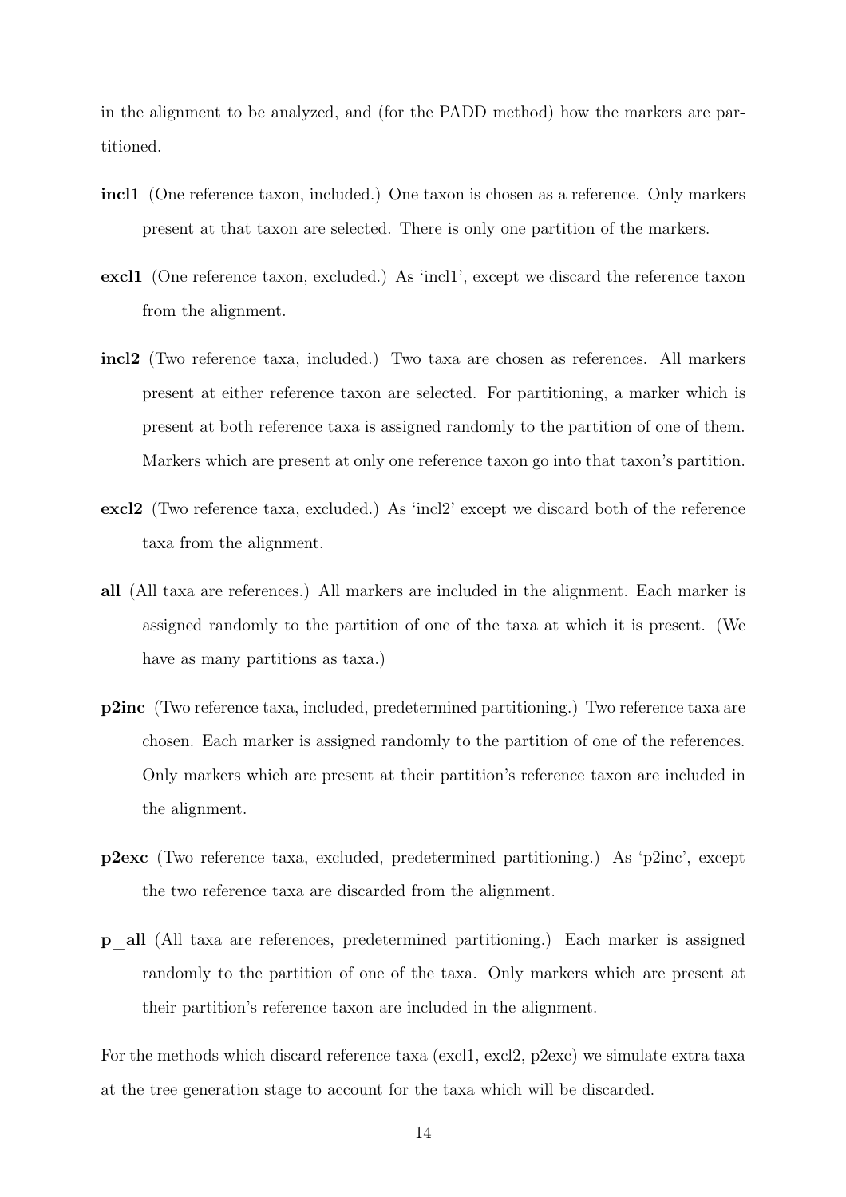in the alignment to be analyzed, and (for the PADD method) how the markers are partitioned.

**incl1** (One reference taxon, included.) One taxon is chosen as a reference. Only markers present at that taxon are selected. There is only one partition of the markers.

**excl1** (One reference taxon, excluded.) As 'incl1', except we discard the reference taxon from the alignment.

**incl2** (Two reference taxa, included.) Two taxa are chosen as references. All markers present at either reference taxon are selected. For partitioning, a marker which is present at both reference taxa is assigned randomly to the partition of one of them. Markers which are present at only one reference taxon go into that taxon's partition.

**excl2** (Two reference taxa, excluded.) As 'incl2' except we discard both of the reference taxa from the alignment.

**all** (All taxa are references.) All markers are included in the alignment. Each marker is assigned randomly to the partition of one of the taxa at which it is present. (We have as many partitions as taxa.)

**p2inc** (Two reference taxa, included, predetermined partitioning.) Two reference taxa are chosen. Each marker is assigned randomly to the partition of one of the references. Only markers which are present at their partition's reference taxon are included in the alignment.

**p2exc** (Two reference taxa, excluded, predetermined partitioning.) As 'p2inc', except the two reference taxa are discarded from the alignment.

**p_all** (All taxa are references, predetermined partitioning.) Each marker is assigned randomly to the partition of one of the taxa. Only markers which are present at their partition's reference taxon are included in the alignment.

For the methods which discard reference taxa (excl1, excl2, p2exc) we simulate extra taxa at the tree generation stage to account for the taxa which will be discarded.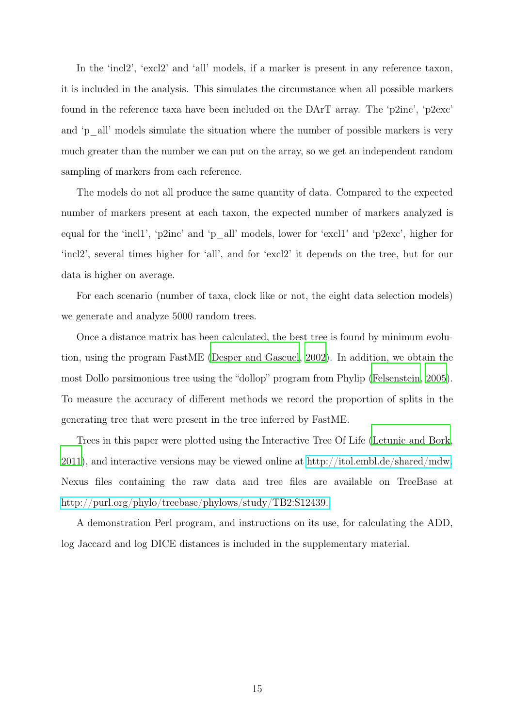In the 'incl2', 'excl2' and 'all' models, if a marker is present in any reference taxon, it is included in the analysis. This simulates the circumstance when all possible markers found in the reference taxa have been included on the DArT array. The 'p2inc', 'p2exc' and 'p_all' models simulate the situation where the number of possible markers is very much greater than the number we can put on the array, so we get an independent random sampling of markers from each reference.

The models do not all produce the same quantity of data. Compared to the expected number of markers present at each taxon, the expected number of markers analyzed is equal for the 'incl1', 'p2inc' and 'p_all' models, lower for 'excl1' and 'p2exc', higher for 'incl2', several times higher for 'all', and for 'excl2' it depends on the tree, but for our data is higher on average.

For each scenario (number of taxa, clock like or not, the eight data selection models) we generate and analyze 5000 random trees.

Once a distance matrix has been calculated, the best tree is found by minimum evolution, using the program FastME (Desper and Gascuel, 2002). In addition, we obtain the most Dollo parsimonious tree using the "dollop" program from Phylip (Felsenstein, 2005). To measure the accuracy of different methods we record the proportion of splits in the generating tree that were present in the tree inferred by FastME.

Trees in this paper were plotted using the Interactive Tree Of Life (Letunic and Bork, 2011), and interactive versions may be viewed online at http://itol.embl.de/shared/mdw. Nexus files containing the raw data and tree files are available on TreeBase at http://purl.org/phylo/treebase/phylows/study/TB2:S12439.

A demonstration Perl program, and instructions on its use, for calculating the ADD, log Jaccard and log DICE distances is included in the supplementary material.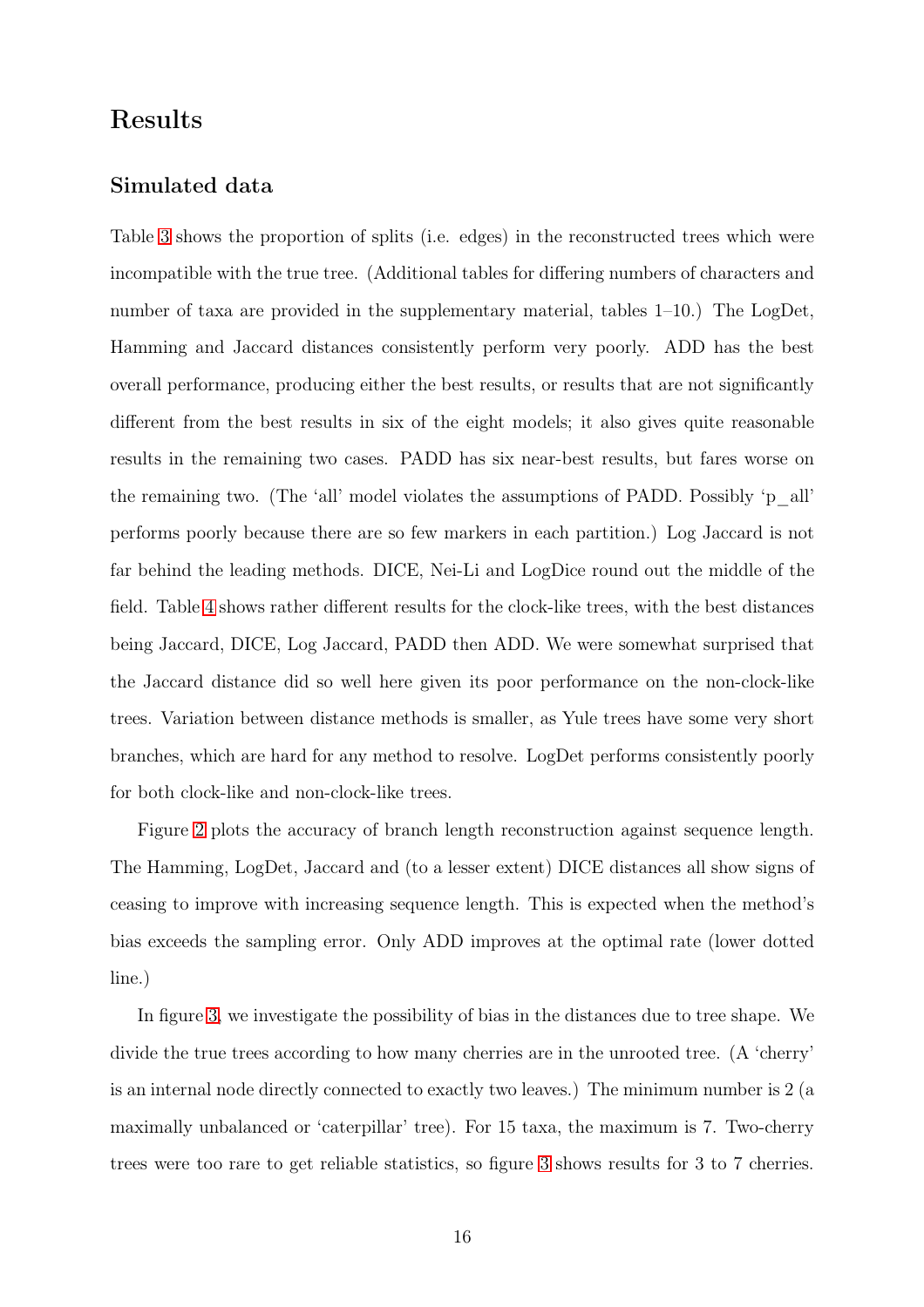# Results

## Simulated data

Table 3 shows the proportion of splits (i.e. edges) in the reconstructed trees which were incompatible with the true tree. (Additional tables for differing numbers of characters and number of taxa are provided in the supplementary material, tables 1–10.) The LogDet, Hamming and Jaccard distances consistently perform very poorly. ADD has the best overall performance, producing either the best results, or results that are not significantly different from the best results in six of the eight models; it also gives quite reasonable results in the remaining two cases. PADD has six near-best results, but fares worse on the remaining two. (The 'all' model violates the assumptions of PADD. Possibly 'p_all' performs poorly because there are so few markers in each partition.) Log Jaccard is not far behind the leading methods. DICE, Nei-Li and LogDice round out the middle of the field. Table 4 shows rather different results for the clock-like trees, with the best distances being Jaccard, DICE, Log Jaccard, PADD then ADD. We were somewhat surprised that the Jaccard distance did so well here given its poor performance on the non-clock-like trees. Variation between distance methods is smaller, as Yule trees have some very short branches, which are hard for any method to resolve. LogDet performs consistently poorly for both clock-like and non-clock-like trees.

Figure 2 plots the accuracy of branch length reconstruction against sequence length. The Hamming, LogDet, Jaccard and (to a lesser extent) DICE distances all show signs of ceasing to improve with increasing sequence length. This is expected when the method's bias exceeds the sampling error. Only ADD improves at the optimal rate (lower dotted line.)

In figure 3, we investigate the possibility of bias in the distances due to tree shape. We divide the true trees according to how many cherries are in the unrooted tree. (A 'cherry' is an internal node directly connected to exactly two leaves.) The minimum number is 2 (a maximally unbalanced or 'caterpillar' tree). For 15 taxa, the maximum is 7. Two-cherry trees were too rare to get reliable statistics, so figure 3 shows results for 3 to 7 cherries.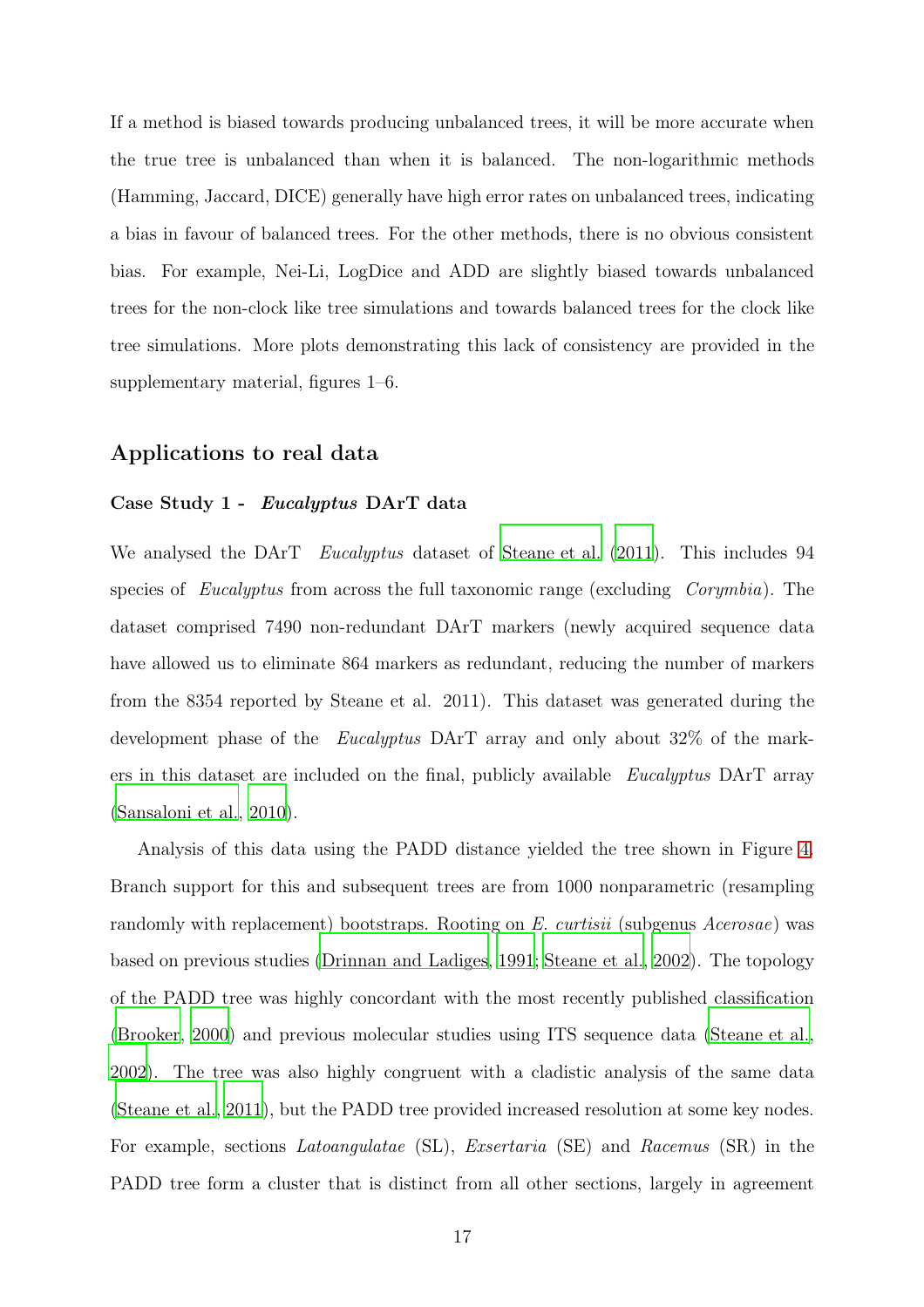If a method is biased towards producing unbalanced trees, it will be more accurate when the true tree is unbalanced than when it is balanced. The non-logarithmic methods (Hamming, Jaccard, DICE) generally have high error rates on unbalanced trees, indicating a bias in favour of balanced trees. For the other methods, there is no obvious consistent bias. For example, Nei-Li, LogDice and ADD are slightly biased towards unbalanced trees for the non-clock like tree simulations and towards balanced trees for the clock like tree simulations. More plots demonstrating this lack of consistency are provided in the supplementary material, figures 1–6.

## Applications to real data

### Case Study 1 - *Eucalyptus* DArT data

We analysed the DArT *Eucalyptus* dataset of Steane et al. (2011). This includes 94 species of *Eucalyptus* from across the full taxonomic range (excluding *Corymbia*). The dataset comprised 7490 non-redundant DArT markers (newly acquired sequence data have allowed us to eliminate 864 markers as redundant, reducing the number of markers from the 8354 reported by Steane et al. 2011). This dataset was generated during the development phase of the *Eucalyptus* DArT array and only about 32% of the markers in this dataset are included on the final, publicly available *Eucalyptus* DArT array (Sansaloni et al., 2010).

Analysis of this data using the PADD distance yielded the tree shown in Figure 4. Branch support for this and subsequent trees are from 1000 nonparametric (resampling randomly with replacement) bootstraps. Rooting on *E. curtisii* (subgenus *Acerosae*) was based on previous studies (Drinnan and Ladiges, 1991; Steane et al., 2002). The topology of the PADD tree was highly concordant with the most recently published classification (Brooker, 2000) and previous molecular studies using ITS sequence data (Steane et al., 2002). The tree was also highly congruent with a cladistic analysis of the same data (Steane et al., 2011), but the PADD tree provided increased resolution at some key nodes. For example, sections *Latoangulatae* (SL), *Exsertaria* (SE) and *Racemus* (SR) in the PADD tree form a cluster that is distinct from all other sections, largely in agreement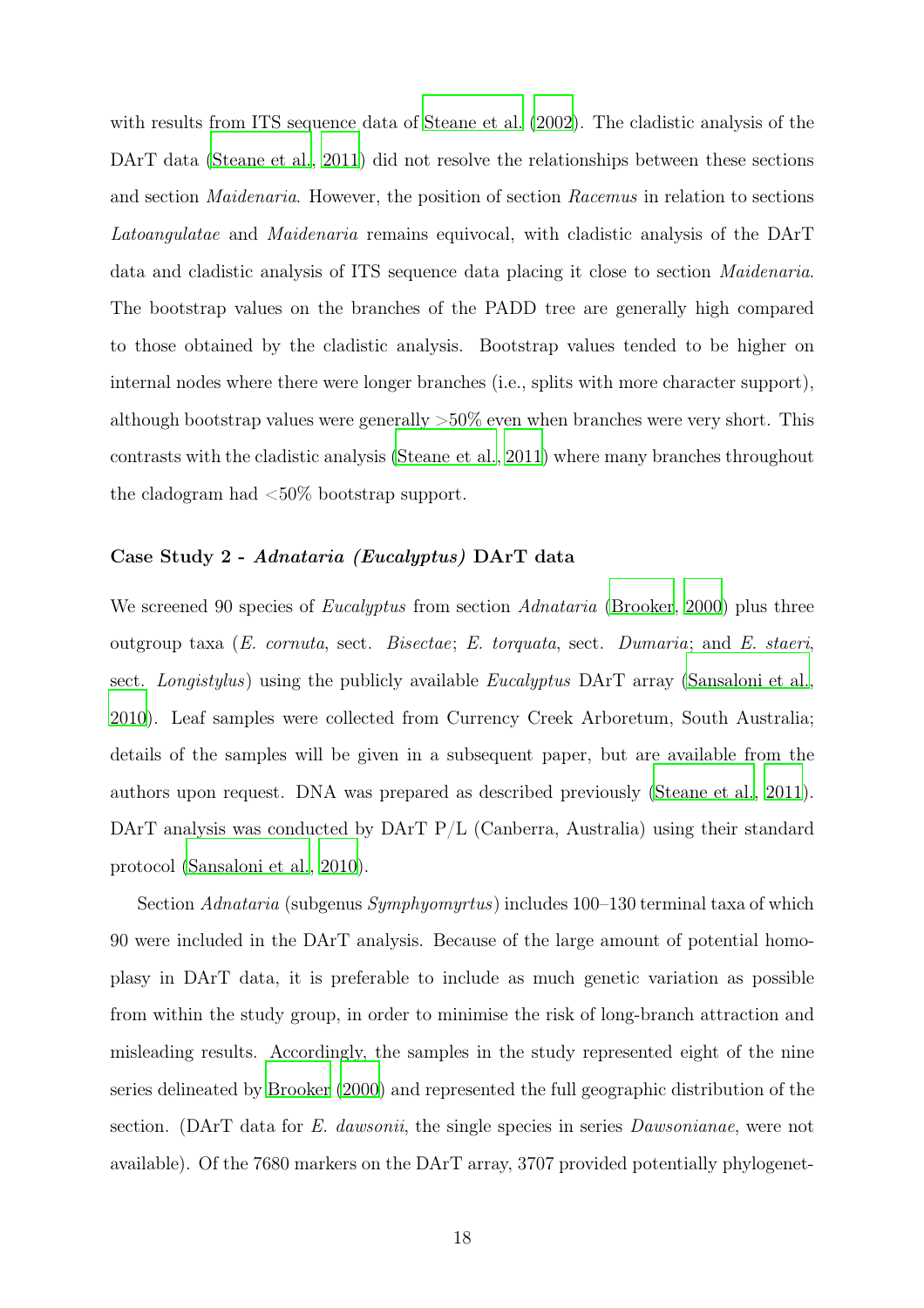with results from ITS sequence data of Steane et al. (2002). The cladistic analysis of the DArT data (Steane et al., 2011) did not resolve the relationships between these sections and section *Maidenaria*. However, the position of section *Racemus* in relation to sections *Latoangulatae* and *Maidenaria* remains equivocal, with cladistic analysis of the DArT data and cladistic analysis of ITS sequence data placing it close to section *Maidenaria*. The bootstrap values on the branches of the PADD tree are generally high compared to those obtained by the cladistic analysis. Bootstrap values tended to be higher on internal nodes where there were longer branches (i.e., splits with more character support), although bootstrap values were generally >50% even when branches were very short. This contrasts with the cladistic analysis (Steane et al., 2011) where many branches throughout the cladogram had <50% bootstrap support.

### Case Study 2 - *Adnataria (Eucalyptus)* DArT data

We screened 90 species of *Eucalyptus* from section *Adnataria* (Brooker, 2000) plus three outgroup taxa (*E. cornuta*, sect. *Bisectae*; *E. torquata*, sect. *Dumaria*; and *E. staeri*, sect. *Longistylus*) using the publicly available *Eucalyptus* DArT array (Sansaloni et al., 2010). Leaf samples were collected from Currency Creek Arboretum, South Australia; details of the samples will be given in a subsequent paper, but are available from the authors upon request. DNA was prepared as described previously (Steane et al., 2011). DArT analysis was conducted by DArT P/L (Canberra, Australia) using their standard protocol (Sansaloni et al., 2010).

Section *Adnataria* (subgenus *Symphyomyrtus*) includes 100–130 terminal taxa of which 90 were included in the DArT analysis. Because of the large amount of potential homoplasy in DArT data, it is preferable to include as much genetic variation as possible from within the study group, in order to minimise the risk of long-branch attraction and misleading results. Accordingly, the samples in the study represented eight of the nine series delineated by Brooker (2000) and represented the full geographic distribution of the section. (DArT data for *E. dawsonii*, the single species in series *Dawsonianae*, were not available). Of the 7680 markers on the DArT array, 3707 provided potentially phylogenet-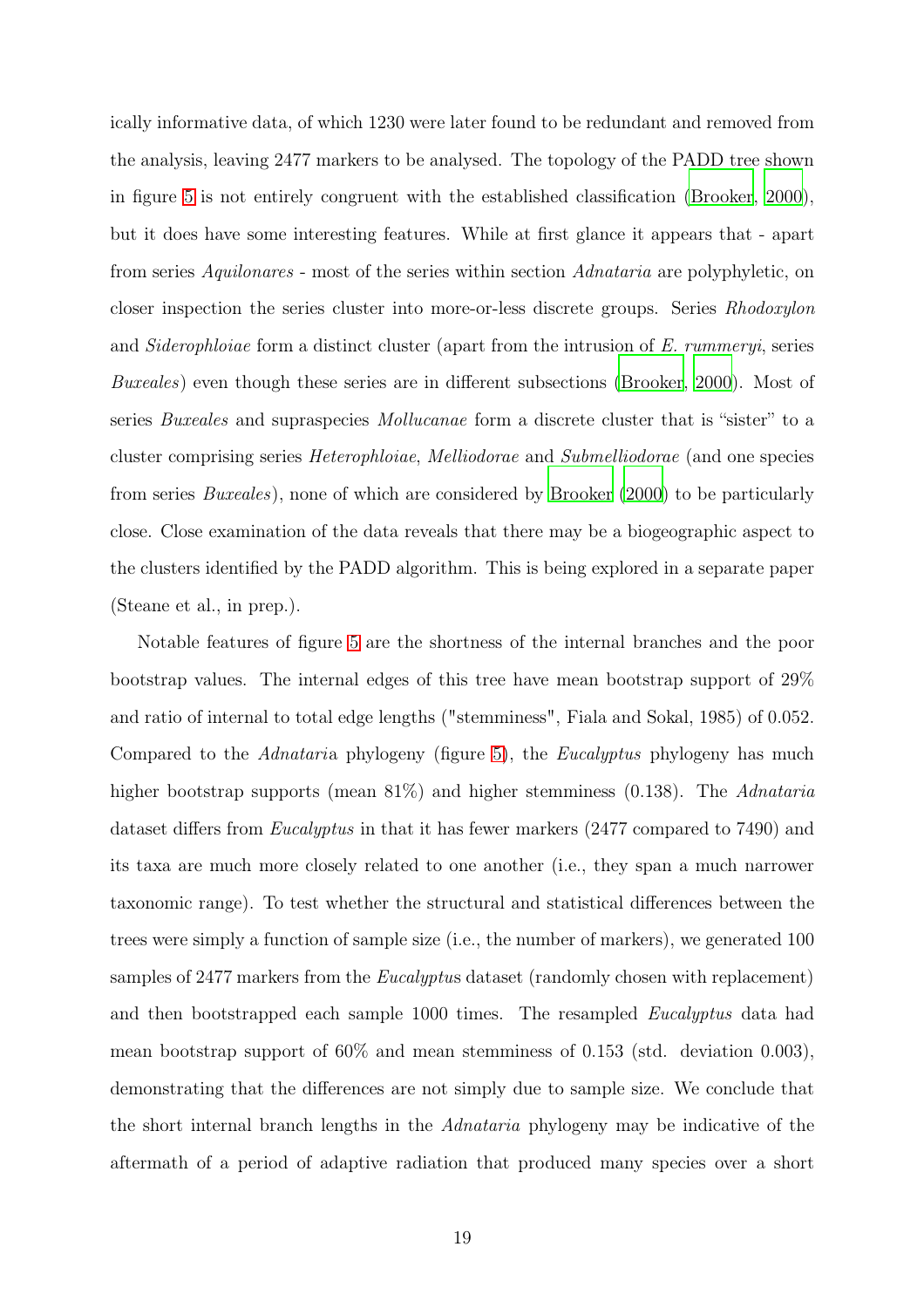ically informative data, of which 1230 were later found to be redundant and removed from the analysis, leaving 2477 markers to be analysed. The topology of the PADD tree shown in figure 5 is not entirely congruent with the established classification (Brooker, 2000), but it does have some interesting features. While at first glance it appears that - apart from series *Aquilonares* - most of the series within section *Adnataria* are polyphyletic, on closer inspection the series cluster into more-or-less discrete groups. Series *Rhodoxylon* and *Siderophloiae* form a distinct cluster (apart from the intrusion of *E. rummeryi*, series *Buxeales*) even though these series are in different subsections (Brooker, 2000). Most of series *Buxeales* and supraspecies *Mollucanae* form a discrete cluster that is "sister" to a cluster comprising series *Heterophloiae*, *Melliodorae* and *Submelliodorae* (and one species from series *Buxeales*), none of which are considered by Brooker (2000) to be particularly close. Close examination of the data reveals that there may be a biogeographic aspect to the clusters identified by the PADD algorithm. This is being explored in a separate paper (Steane et al., in prep.).

Notable features of figure 5 are the shortness of the internal branches and the poor bootstrap values. The internal edges of this tree have mean bootstrap support of 29% and ratio of internal to total edge lengths ("stemminess", Fiala and Sokal, 1985) of 0.052. Compared to the *Adnataria* phylogeny (figure 5), the *Eucalyptus* phylogeny has much higher bootstrap supports (mean 81%) and higher stemminess (0.138). The *Adnataria* dataset differs from *Eucalyptus* in that it has fewer markers (2477 compared to 7490) and its taxa are much more closely related to one another (i.e., they span a much narrower taxonomic range). To test whether the structural and statistical differences between the trees were simply a function of sample size (i.e., the number of markers), we generated 100 samples of 2477 markers from the *Eucalyptus* dataset (randomly chosen with replacement) and then bootstrapped each sample 1000 times. The resampled *Eucalyptus* data had mean bootstrap support of 60% and mean stemminess of 0.153 (std. deviation 0.003), demonstrating that the differences are not simply due to sample size. We conclude that the short internal branch lengths in the *Adnataria* phylogeny may be indicative of the aftermath of a period of adaptive radiation that produced many species over a short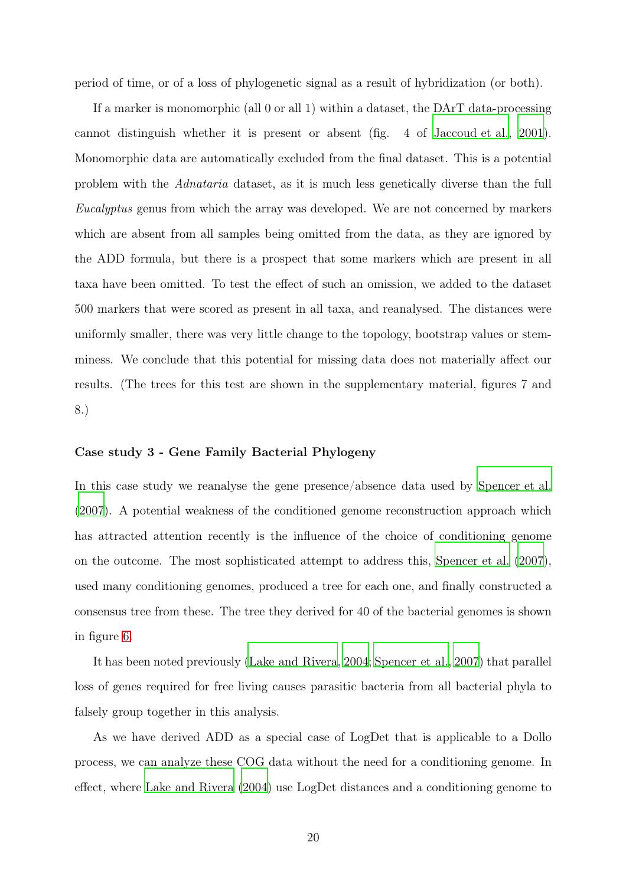period of time, or of a loss of phylogenetic signal as a result of hybridization (or both).

If a marker is monomorphic (all 0 or all 1) within a dataset, the DArT data-processing cannot distinguish whether it is present or absent (fig. 4 of Jaccoud et al., 2001). Monomorphic data are automatically excluded from the final dataset. This is a potential problem with the *Adnataria* dataset, as it is much less genetically diverse than the full *Eucalyptus* genus from which the array was developed. We are not concerned by markers which are absent from all samples being omitted from the data, as they are ignored by the ADD formula, but there is a prospect that some markers which are present in all taxa have been omitted. To test the effect of such an omission, we added to the dataset 500 markers that were scored as present in all taxa, and reanalysed. The distances were uniformly smaller, there was very little change to the topology, bootstrap values or stemminess. We conclude that this potential for missing data does not materially affect our results. (The trees for this test are shown in the supplementary material, figures 7 and 8.)

### Case study 3 - Gene Family Bacterial Phylogeny

In this case study we reanalyse the gene presence/absence data used by Spencer et al. (2007). A potential weakness of the conditioned genome reconstruction approach which has attracted attention recently is the influence of the choice of conditioning genome on the outcome. The most sophisticated attempt to address this, Spencer et al. (2007), used many conditioning genomes, produced a tree for each one, and finally constructed a consensus tree from these. The tree they derived for 40 of the bacterial genomes is shown in figure 6.

It has been noted previously (Lake and Rivera, 2004; Spencer et al., 2007) that parallel loss of genes required for free living causes parasitic bacteria from all bacterial phyla to falsely group together in this analysis.

As we have derived ADD as a special case of LogDet that is applicable to a Dollo process, we can analyze these COG data without the need for a conditioning genome. In effect, where Lake and Rivera (2004) use LogDet distances and a conditioning genome to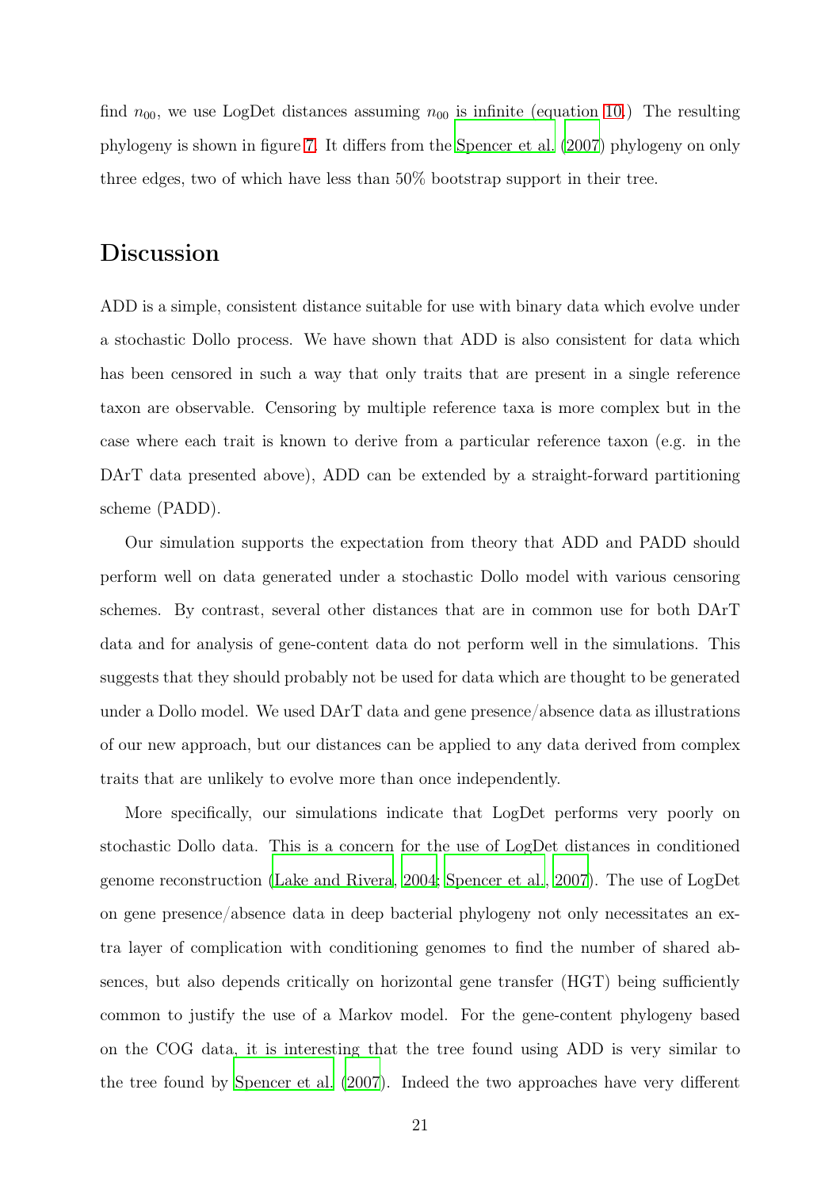find $n_{00}$, we use LogDet distances assuming $n_{00}$ is infinite (equation 10.) The resulting phylogeny is shown in figure 7. It differs from the Spencer et al. (2007) phylogeny on only three edges, two of which have less than 50% bootstrap support in their tree.

## Discussion

ADD is a simple, consistent distance suitable for use with binary data which evolve under a stochastic Dollo process. We have shown that ADD is also consistent for data which has been censored in such a way that only traits that are present in a single reference taxon are observable. Censoring by multiple reference taxa is more complex but in the case where each trait is known to derive from a particular reference taxon (e.g. in the DArT data presented above), ADD can be extended by a straight-forward partitioning scheme (PADD).

Our simulation supports the expectation from theory that ADD and PADD should perform well on data generated under a stochastic Dollo model with various censoring schemes. By contrast, several other distances that are in common use for both DArT data and for analysis of gene-content data do not perform well in the simulations. This suggests that they should probably not be used for data which are thought to be generated under a Dollo model. We used DArT data and gene presence/absence data as illustrations of our new approach, but our distances can be applied to any data derived from complex traits that are unlikely to evolve more than once independently.

More specifically, our simulations indicate that LogDet performs very poorly on stochastic Dollo data. This is a concern for the use of LogDet distances in conditioned genome reconstruction (Lake and Rivera, 2004; Spencer et al., 2007). The use of LogDet on gene presence/absence data in deep bacterial phylogeny not only necessitates an extra layer of complication with conditioning genomes to find the number of shared absences, but also depends critically on horizontal gene transfer (HGT) being sufficiently common to justify the use of a Markov model. For the gene-content phylogeny based on the COG data, it is interesting that the tree found using ADD is very similar to the tree found by Spencer et al. (2007). Indeed the two approaches have very different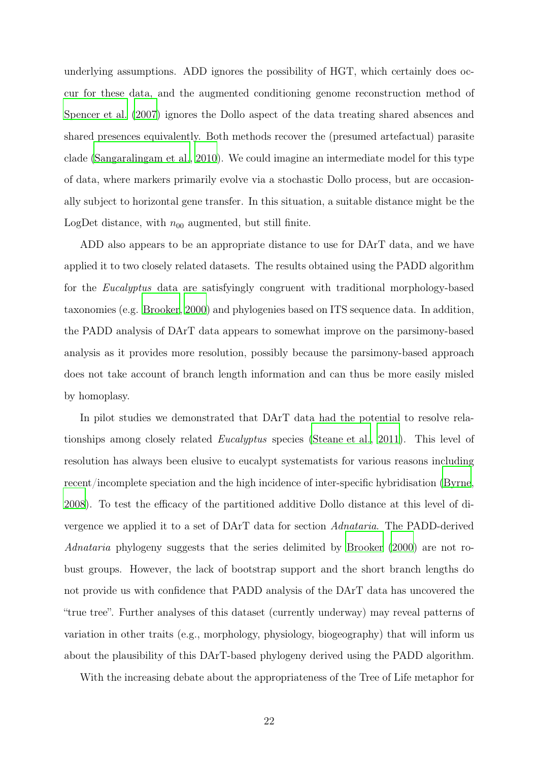underlying assumptions. ADD ignores the possibility of HGT, which certainly does occur for these data, and the augmented conditioning genome reconstruction method of Spencer et al. (2007) ignores the Dollo aspect of the data treating shared absences and shared presences equivalently. Both methods recover the (presumed artefactual) parasite clade (Sangaralingam et al., 2010). We could imagine an intermediate model for this type of data, where markers primarily evolve via a stochastic Dollo process, but are occasionally subject to horizontal gene transfer. In this situation, a suitable distance might be the LogDet distance, with $n_{00}$ augmented, but still finite.

ADD also appears to be an appropriate distance to use for DArT data, and we have applied it to two closely related datasets. The results obtained using the PADD algorithm for the *Eucalyptus* data are satisfyingly congruent with traditional morphology-based taxonomies (e.g. Brooker, 2000) and phylogenies based on ITS sequence data. In addition, the PADD analysis of DArT data appears to somewhat improve on the parsimony-based analysis as it provides more resolution, possibly because the parsimony-based approach does not take account of branch length information and can thus be more easily misled by homoplasy.

In pilot studies we demonstrated that DArT data had the potential to resolve relationships among closely related *Eucalyptus* species (Steane et al., 2011). This level of resolution has always been elusive to eucalypt systematists for various reasons including recent/incomplete speciation and the high incidence of inter-specific hybridisation (Byrne, 2008). To test the efficacy of the partitioned additive Dollo distance at this level of divergence we applied it to a set of DArT data for section *Adnataria*. The PADD-derived *Adnataria* phylogeny suggests that the series delimited by Brooker (2000) are not robust groups. However, the lack of bootstrap support and the short branch lengths do not provide us with confidence that PADD analysis of the DArT data has uncovered the "true tree". Further analyses of this dataset (currently underway) may reveal patterns of variation in other traits (e.g., morphology, physiology, biogeography) that will inform us about the plausibility of this DArT-based phylogeny derived using the PADD algorithm.

With the increasing debate about the appropriateness of the Tree of Life metaphor for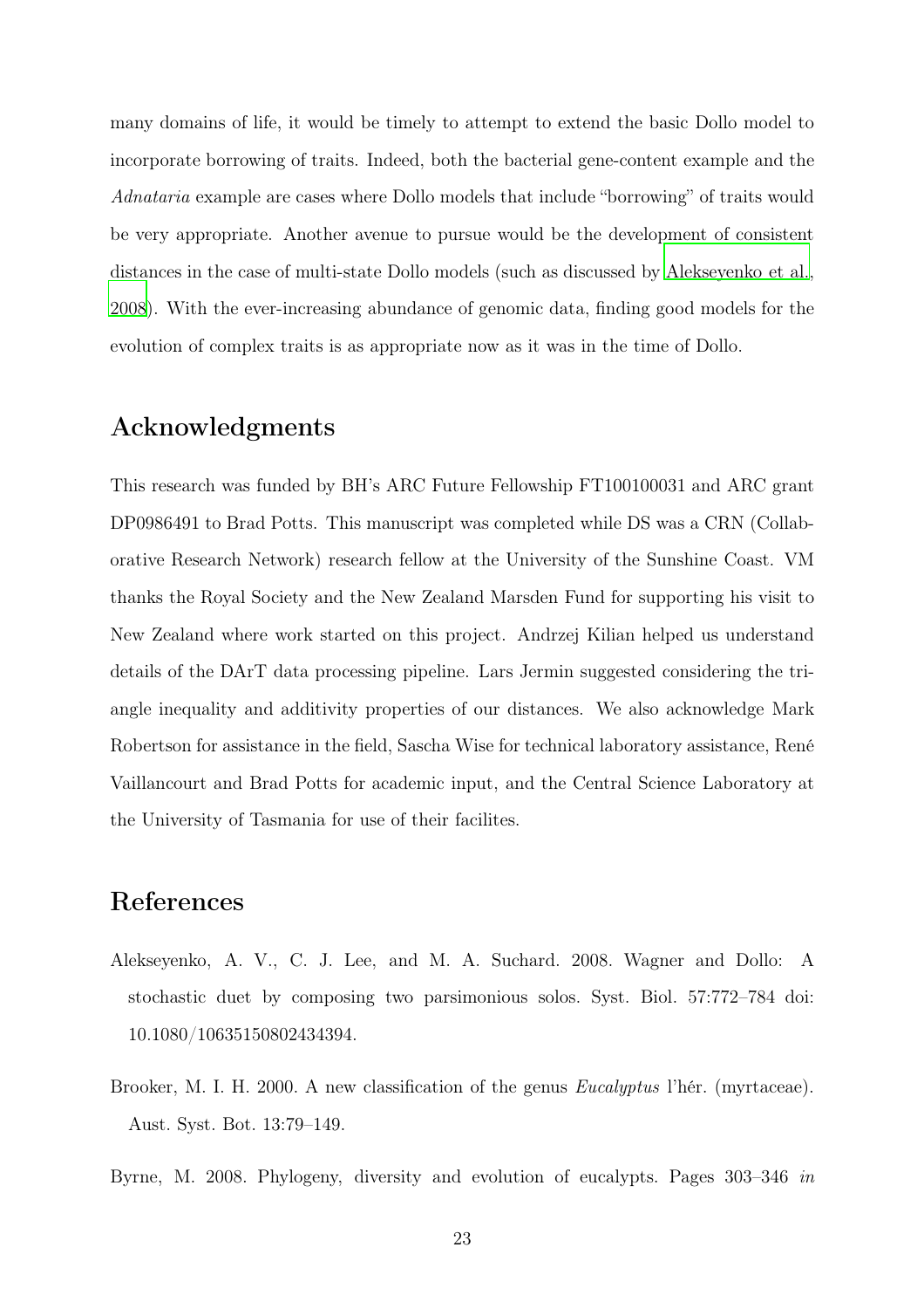many domains of life, it would be timely to attempt to extend the basic Dollo model to incorporate borrowing of traits. Indeed, both the bacterial gene-content example and the *Adnataria* example are cases where Dollo models that include "borrowing" of traits would be very appropriate. Another avenue to pursue would be the development of consistent distances in the case of multi-state Dollo models (such as discussed by Alekseyenko et al., 2008). With the ever-increasing abundance of genomic data, finding good models for the evolution of complex traits is as appropriate now as it was in the time of Dollo.

## Acknowledgments

This research was funded by BH's ARC Future Fellowship FT100100031 and ARC grant DP0986491 to Brad Potts. This manuscript was completed while DS was a CRN (Collaborative Research Network) research fellow at the University of the Sunshine Coast. VM thanks the Royal Society and the New Zealand Marsden Fund for supporting his visit to New Zealand where work started on this project. Andrzej Kilian helped us understand details of the DArT data processing pipeline. Lars Jermin suggested considering the triangle inequality and additivity properties of our distances. We also acknowledge Mark Robertson for assistance in the field, Sascha Wise for technical laboratory assistance, René Vaillancourt and Brad Potts for academic input, and the Central Science Laboratory at the University of Tasmania for use of their facilites.

## References

Alekseyenko, A. V., C. J. Lee, and M. A. Suchard. 2008. Wagner and Dollo: A stochastic duet by composing two parsimonious solos. Syst. Biol. 57:772–784 doi: 10.1080/10635150802434394.

Brooker, M. I. H. 2000. A new classification of the genus *Eucalyptus* l'hér. (myrtaceae). Aust. Syst. Bot. 13:79–149.

Byrne, M. 2008. Phylogeny, diversity and evolution of eucalypts. Pages 303–346 *in*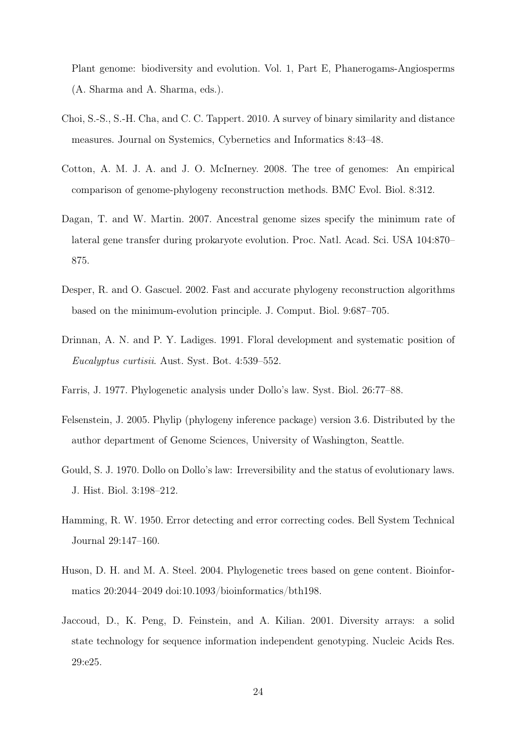Plant genome: biodiversity and evolution. Vol. 1, Part E, Phanerogams-Angiosperms (A. Sharma and A. Sharma, eds.).

Choi, S.-S., S.-H. Cha, and C. C. Tappert. 2010. A survey of binary similarity and distance measures. Journal on Systemics, Cybernetics and Informatics 8:43–48.

Cotton, A. M. J. A. and J. O. McInerney. 2008. The tree of genomes: An empirical comparison of genome-phylogeny reconstruction methods. BMC Evol. Biol. 8:312.

Dagan, T. and W. Martin. 2007. Ancestral genome sizes specify the minimum rate of lateral gene transfer during prokaryote evolution. Proc. Natl. Acad. Sci. USA 104:870–875.

Desper, R. and O. Gascuel. 2002. Fast and accurate phylogeny reconstruction algorithms based on the minimum-evolution principle. J. Comput. Biol. 9:687–705.

Drinnan, A. N. and P. Y. Ladiges. 1991. Floral development and systematic position of *Eucalyptus curtisii*. Aust. Syst. Bot. 4:539–552.

Farris, J. 1977. Phylogenetic analysis under Dollo's law. Syst. Biol. 26:77–88.

Felsenstein, J. 2005. Phylip (phylogeny inference package) version 3.6. Distributed by the author department of Genome Sciences, University of Washington, Seattle.

Gould, S. J. 1970. Dollo on Dollo's law: Irreversibility and the status of evolutionary laws. J. Hist. Biol. 3:198–212.

Hamming, R. W. 1950. Error detecting and error correcting codes. Bell System Technical Journal 29:147–160.

Huson, D. H. and M. A. Steel. 2004. Phylogenetic trees based on gene content. Bioinformatics 20:2044–2049 doi:10.1093/bioinformatics/bth198.

Jaccoud, D., K. Peng, D. Feinstein, and A. Kilian. 2001. Diversity arrays: a solid state technology for sequence information independent genotyping. Nucleic Acids Res. 29:e25.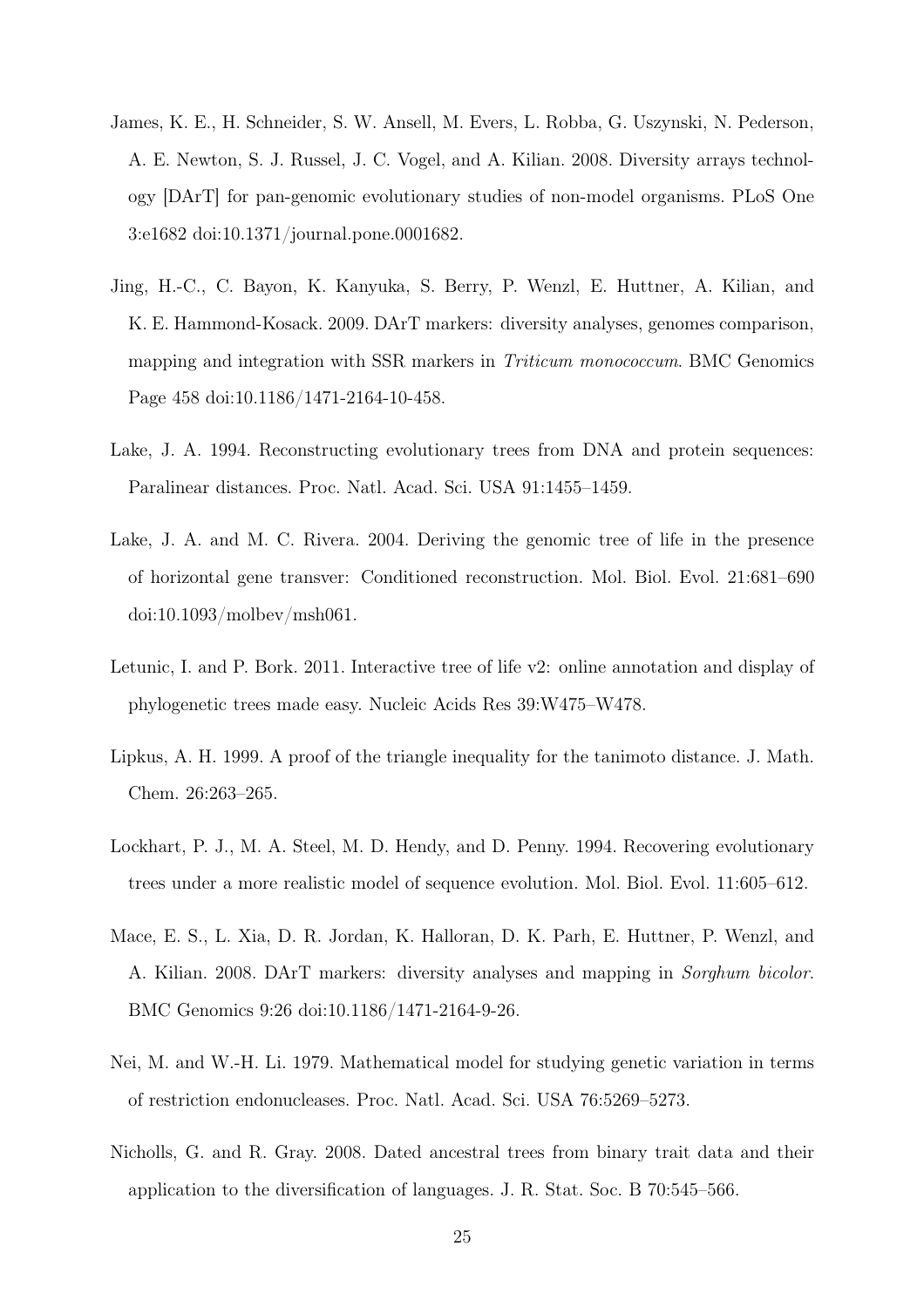James, K. E., H. Schneider, S. W. Ansell, M. Evers, L. Robba, G. Uszynski, N. Pederson, A. E. Newton, S. J. Russel, J. C. Vogel, and A. Kilian. 2008. Diversity arrays technology [DArT] for pan-genomic evolutionary studies of non-model organisms. PLoS One 3:e1682 doi:10.1371/journal.pone.0001682.

Jing, H.-C., C. Bayon, K. Kanyuka, S. Berry, P. Wenzl, E. Huttner, A. Kilian, and K. E. Hammond-Kosack. 2009. DArT markers: diversity analyses, genomes comparison, mapping and integration with SSR markers in *Triticum monococcum*. BMC Genomics Page 458 doi:10.1186/1471-2164-10-458.

Lake, J. A. 1994. Reconstructing evolutionary trees from DNA and protein sequences: Paralinear distances. Proc. Natl. Acad. Sci. USA 91:1455–1459.

Lake, J. A. and M. C. Rivera. 2004. Deriving the genomic tree of life in the presence of horizontal gene transver: Conditioned reconstruction. Mol. Biol. Evol. 21:681–690 doi:10.1093/molbev/msh061.

Letunic, I. and P. Bork. 2011. Interactive tree of life v2: online annotation and display of phylogenetic trees made easy. Nucleic Acids Res 39:W475–W478.

Lipkus, A. H. 1999. A proof of the triangle inequality for the tanimoto distance. J. Math. Chem. 26:263–265.

Lockhart, P. J., M. A. Steel, M. D. Hendy, and D. Penny. 1994. Recovering evolutionary trees under a more realistic model of sequence evolution. Mol. Biol. Evol. 11:605–612.

Mace, E. S., L. Xia, D. R. Jordan, K. Halloran, D. K. Parh, E. Huttner, P. Wenzl, and A. Kilian. 2008. DArT markers: diversity analyses and mapping in *Sorghum bicolor*. BMC Genomics 9:26 doi:10.1186/1471-2164-9-26.

Nei, M. and W.-H. Li. 1979. Mathematical model for studying genetic variation in terms of restriction endonucleases. Proc. Natl. Acad. Sci. USA 76:5269–5273.

Nicholls, G. and R. Gray. 2008. Dated ancestral trees from binary trait data and their application to the diversification of languages. J. R. Stat. Soc. B 70:545–566.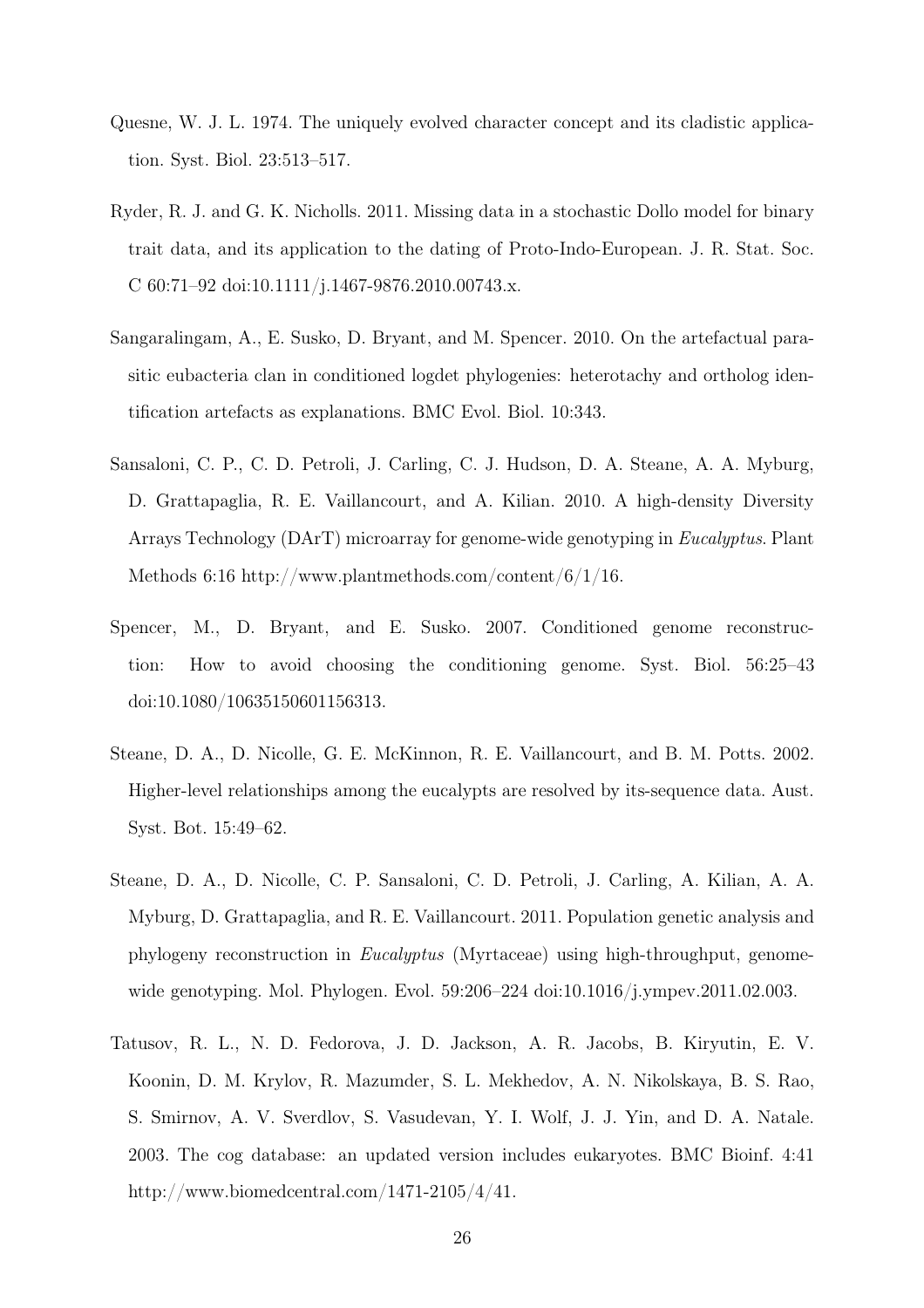Quesne, W. J. L. 1974. The uniquely evolved character concept and its cladistic application. Syst. Biol. 23:513–517.

Ryder, R. J. and G. K. Nicholls. 2011. Missing data in a stochastic Dollo model for binary trait data, and its application to the dating of Proto-Indo-European. J. R. Stat. Soc. C 60:71–92 doi:10.1111/j.1467-9876.2010.00743.x.

Sangaralingam, A., E. Susko, D. Bryant, and M. Spencer. 2010. On the artefactual parasitic eubacteria clan in conditioned logdet phylogenies: heterotachy and ortholog identification artefacts as explanations. BMC Evol. Biol. 10:343.

Sansaloni, C. P., C. D. Petroli, J. Carling, C. J. Hudson, D. A. Steane, A. A. Myburg, D. Grattapaglia, R. E. Vaillancourt, and A. Kilian. 2010. A high-density Diversity Arrays Technology (DArT) microarray for genome-wide genotyping in *Eucalyptus*. Plant Methods 6:16 http://www.plantmethods.com/content/6/1/16.

Spencer, M., D. Bryant, and E. Susko. 2007. Conditioned genome reconstruction: How to avoid choosing the conditioning genome. Syst. Biol. 56:25–43 doi:10.1080/10635150601156313.

Steane, D. A., D. Nicolle, G. E. McKinnon, R. E. Vaillancourt, and B. M. Potts. 2002. Higher-level relationships among the eucalypts are resolved by its-sequence data. Aust. Syst. Bot. 15:49–62.

Steane, D. A., D. Nicolle, C. P. Sansaloni, C. D. Petroli, J. Carling, A. Kilian, A. A. Myburg, D. Grattapaglia, and R. E. Vaillancourt. 2011. Population genetic analysis and phylogeny reconstruction in *Eucalyptus* (Myrtaceae) using high-throughput, genome-wide genotyping. Mol. Phylogen. Evol. 59:206–224 doi:10.1016/j.ympev.2011.02.003.

Tatusov, R. L., N. D. Fedorova, J. D. Jackson, A. R. Jacobs, B. Kiryutin, E. V. Koonin, D. M. Krylov, R. Mazumder, S. L. Mekhedov, A. N. Nikolskaya, B. S. Rao, S. Smirnov, A. V. Sverdlov, S. Vasudevan, Y. I. Wolf, J. J. Yin, and D. A. Natale. 2003. The cog database: an updated version includes eukaryotes. BMC Bioinf. 4:41 http://www.biomedcentral.com/1471-2105/4/41.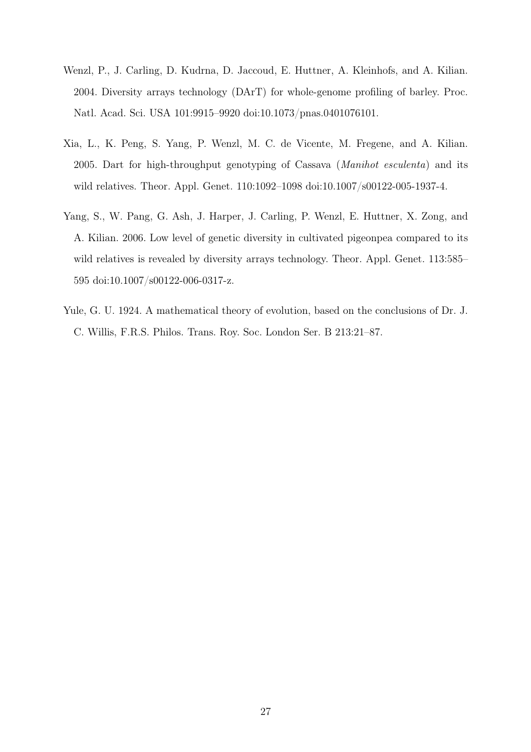Wenzl, P., J. Carling, D. Kudrna, D. Jaccoud, E. Huttner, A. Kleinhofs, and A. Kilian. 2004. Diversity arrays technology (DArT) for whole-genome profiling of barley. Proc. Natl. Acad. Sci. USA 101:9915–9920 doi:10.1073/pnas.0401076101.

Xia, L., K. Peng, S. Yang, P. Wenzl, M. C. de Vicente, M. Fregene, and A. Kilian. 2005. Dart for high-throughput genotyping of Cassava (*Manihot esculenta*) and its wild relatives. Theor. Appl. Genet. 110:1092–1098 doi:10.1007/s00122-005-1937-4.

Yang, S., W. Pang, G. Ash, J. Harper, J. Carling, P. Wenzl, E. Huttner, X. Zong, and A. Kilian. 2006. Low level of genetic diversity in cultivated pigeonpea compared to its wild relatives is revealed by diversity arrays technology. Theor. Appl. Genet. 113:585–595 doi:10.1007/s00122-006-0317-z.

Yule, G. U. 1924. A mathematical theory of evolution, based on the conclusions of Dr. J. C. Willis, F.R.S. Philos. Trans. Roy. Soc. London Ser. B 213:21–87.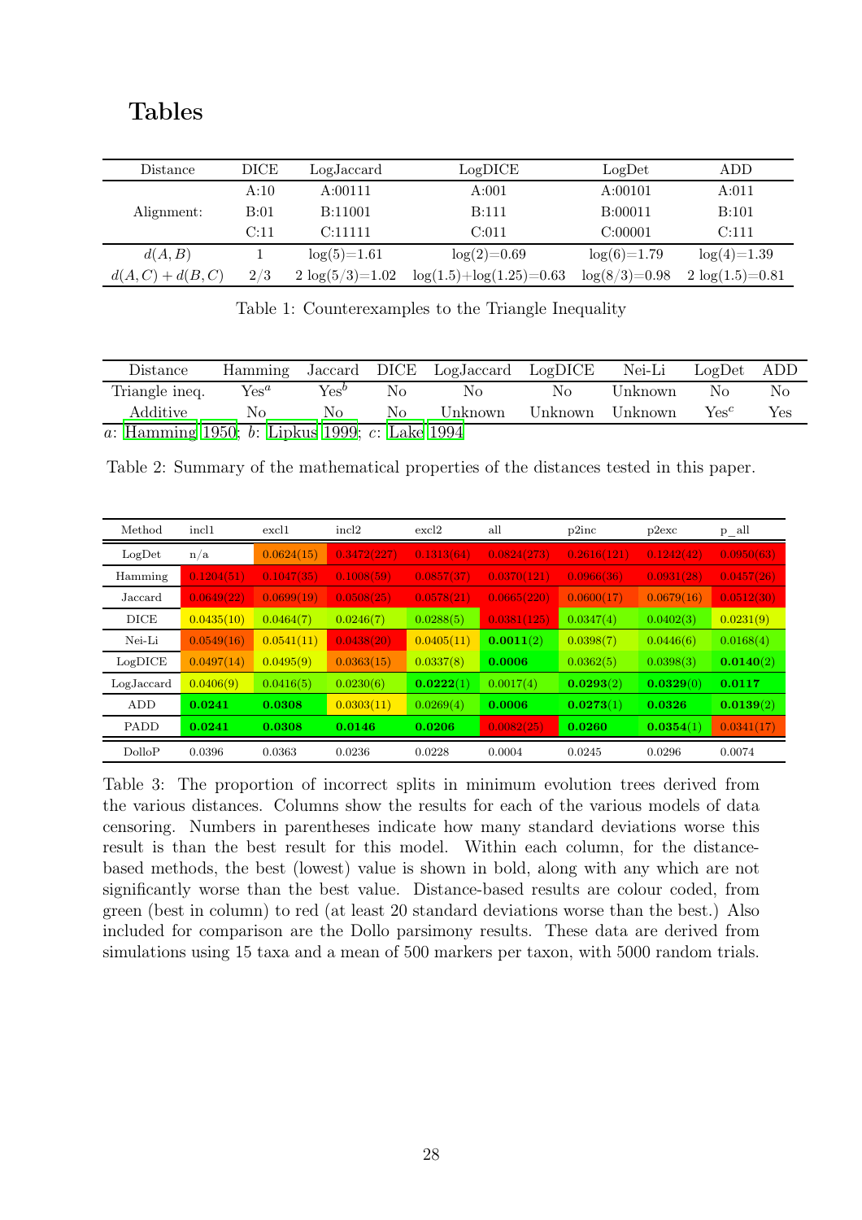# Tables

| Distance | DICE | LogJaccard | LogDICE | LogDet | ADD |
|---|---|---|---|---|---|
| | A:10 | A:00111 | A:001 | A:00101 | A:011 |
| Alignment: | B:01 | B:11001 | B:111 | B:00011 | B:101 |
| | C:11 | C:11111 | C:011 | C:00001 | C:111 |
| $d(A,B)$ | 1 | $\log(5)$=1.61 | $\log(2)$=0.69 | $\log(6)$=1.79 | $\log(4)$=1.39 |
| $d(A,C)+d(B,C)$ | 2/3 | 2 $\log(5/3)$=1.02 | $\log(1.5)+\log(1.25)$=0.63 | $\log(8/3)$=0.98 | 2 $\log(1.5)$=0.81 |

Table 1: Counterexamples to the Triangle Inequality

| Distance | Hamming | Jaccard | DICE | LogJaccard | LogDICE | Nei-Li | LogDet | ADD |
|---|---|---|---|---|---|---|---|---|
| Triangle ineq. | Yes[a] | Yes[b] | No | No | No | Unknown | No | No |
| Additive | No | No | No | Unknown | Unknown | Unknown | Yes[c] | Yes |

*a*: Hamming 1950; *b*: Lipkus 1999; *c*: Lake 1994

Table 2: Summary of the mathematical properties of the distances tested in this paper.

| Method | incl1 | excl1 | incl2 | excl2 | all | p2inc | p2exc | p_all |
|---|---|---|---|---|---|---|---|---|
| LogDet | n/a | 0.0624(15) | 0.3472(227) | 0.1313(64) | 0.0824(273) | 0.2616(121) | 0.1242(42) | 0.0950(63) |
| Hamming | 0.1204(51) | 0.1047(35) | 0.1008(59) | 0.0857(37) | 0.0370(121) | 0.0966(36) | 0.0931(28) | 0.0457(26) |
| Jaccard | 0.0649(22) | 0.0699(19) | 0.0508(25) | 0.0578(21) | 0.0665(220) | 0.0600(17) | 0.0679(16) | 0.0512(30) |
| DICE | 0.0435(10) | 0.0464(7) | 0.0246(7) | 0.0288(5) | 0.0381(125) | 0.0347(4) | 0.0402(3) | 0.0231(9) |
| Nei-Li | 0.0549(16) | 0.0541(11) | 0.0438(20) | 0.0405(11) | **0.0011**(2) | 0.0398(7) | 0.0446(6) | 0.0168(4) |
| LogDICE | 0.0497(14) | 0.0495(9) | 0.0363(15) | 0.0337(8) | **0.0006** | 0.0362(5) | 0.0398(3) | **0.0140**(2) |
| LogJaccard | 0.0406(9) | 0.0416(5) | 0.0230(6) | **0.0222**(1) | 0.0017(4) | **0.0293**(2) | **0.0329**(0) | **0.0117** |
| ADD | **0.0241** | **0.0308** | 0.0303(11) | 0.0269(4) | **0.0006** | **0.0273**(1) | **0.0326** | **0.0139**(2) |
| PADD | **0.0241** | **0.0308** | **0.0146** | **0.0206** | 0.0082(25) | **0.0260** | **0.0354**(1) | 0.0341(17) |
| DolloP | 0.0396 | 0.0363 | 0.0236 | 0.0228 | 0.0004 | 0.0245 | 0.0296 | 0.0074 |

Table 3: The proportion of incorrect splits in minimum evolution trees derived from the various distances. Columns show the results for each of the various models of data censoring. Numbers in parentheses indicate how many standard deviations worse this result is than the best result for this model. Within each column, for the distance-based methods, the best (lowest) value is shown in bold, along with any which are not significantly worse than the best value. Distance-based results are colour coded, from green (best in column) to red (at least 20 standard deviations worse than the best.) Also included for comparison are the Dollo parsimony results. These data are derived from simulations using 15 taxa and a mean of 500 markers per taxon, with 5000 random trials.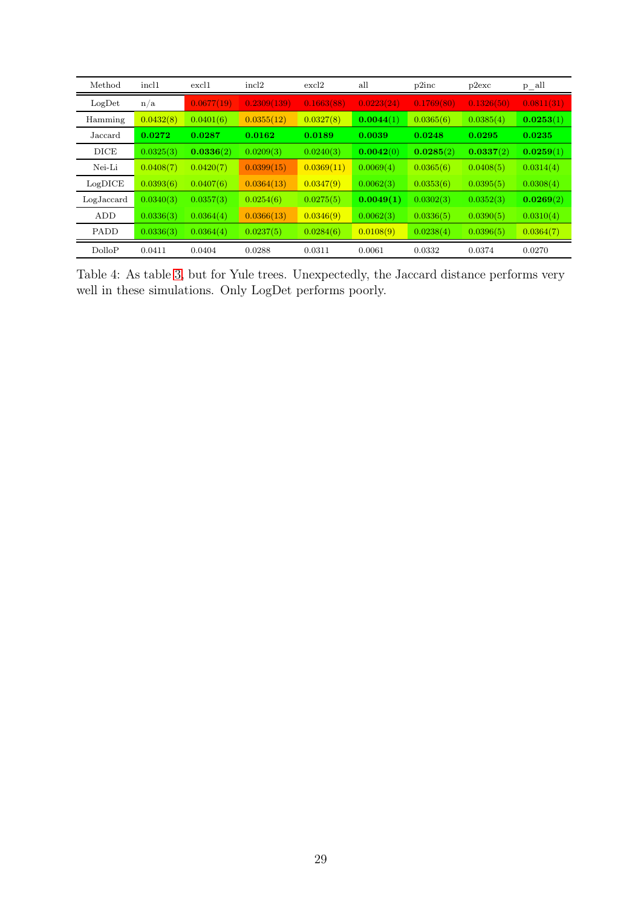| Method | incl1 | excl1 | incl2 | excl2 | all | p2inc | p2exc | p_all |
|---|---|---|---|---|---|---|---|---|
| LogDet | n/a | 0.0677(19) | 0.2309(139) | 0.1663(88) | 0.0223(24) | 0.1769(80) | 0.1326(50) | 0.0811(31) |
| Hamming | 0.0432(8) | 0.0401(6) | 0.0355(12) | 0.0327(8) | **0.0044**(1) | 0.0365(6) | 0.0385(4) | **0.0253**(1) |
| Jaccard | **0.0272** | **0.0287** | **0.0162** | **0.0189** | **0.0039** | **0.0248** | **0.0295** | **0.0235** |
| DICE | 0.0325(3) | **0.0336**(2) | 0.0209(3) | 0.0240(3) | **0.0042**(0) | **0.0285**(2) | **0.0337**(2) | **0.0259**(1) |
| Nei-Li | 0.0408(7) | 0.0420(7) | 0.0399(15) | 0.0369(11) | 0.0069(4) | 0.0365(6) | 0.0408(5) | 0.0314(4) |
| LogDICE | 0.0393(6) | 0.0407(6) | 0.0364(13) | 0.0347(9) | 0.0062(3) | 0.0353(6) | 0.0395(5) | 0.0308(4) |
| LogJaccard | 0.0340(3) | 0.0357(3) | 0.0254(6) | 0.0275(5) | **0.0049(1)** | 0.0302(3) | 0.0352(3) | **0.0269**(2) |
| ADD | 0.0336(3) | 0.0364(4) | 0.0366(13) | 0.0346(9) | 0.0062(3) | 0.0336(5) | 0.0390(5) | 0.0310(4) |
| PADD | 0.0336(3) | 0.0364(4) | 0.0237(5) | 0.0284(6) | 0.0108(9) | 0.0238(4) | 0.0396(5) | 0.0364(7) |
| DolloP | 0.0411 | 0.0404 | 0.0288 | 0.0311 | 0.0061 | 0.0332 | 0.0374 | 0.0270 |

Table 4: As table 3, but for Yule trees. Unexpectedly, the Jaccard distance performs very well in these simulations. Only LogDet performs poorly.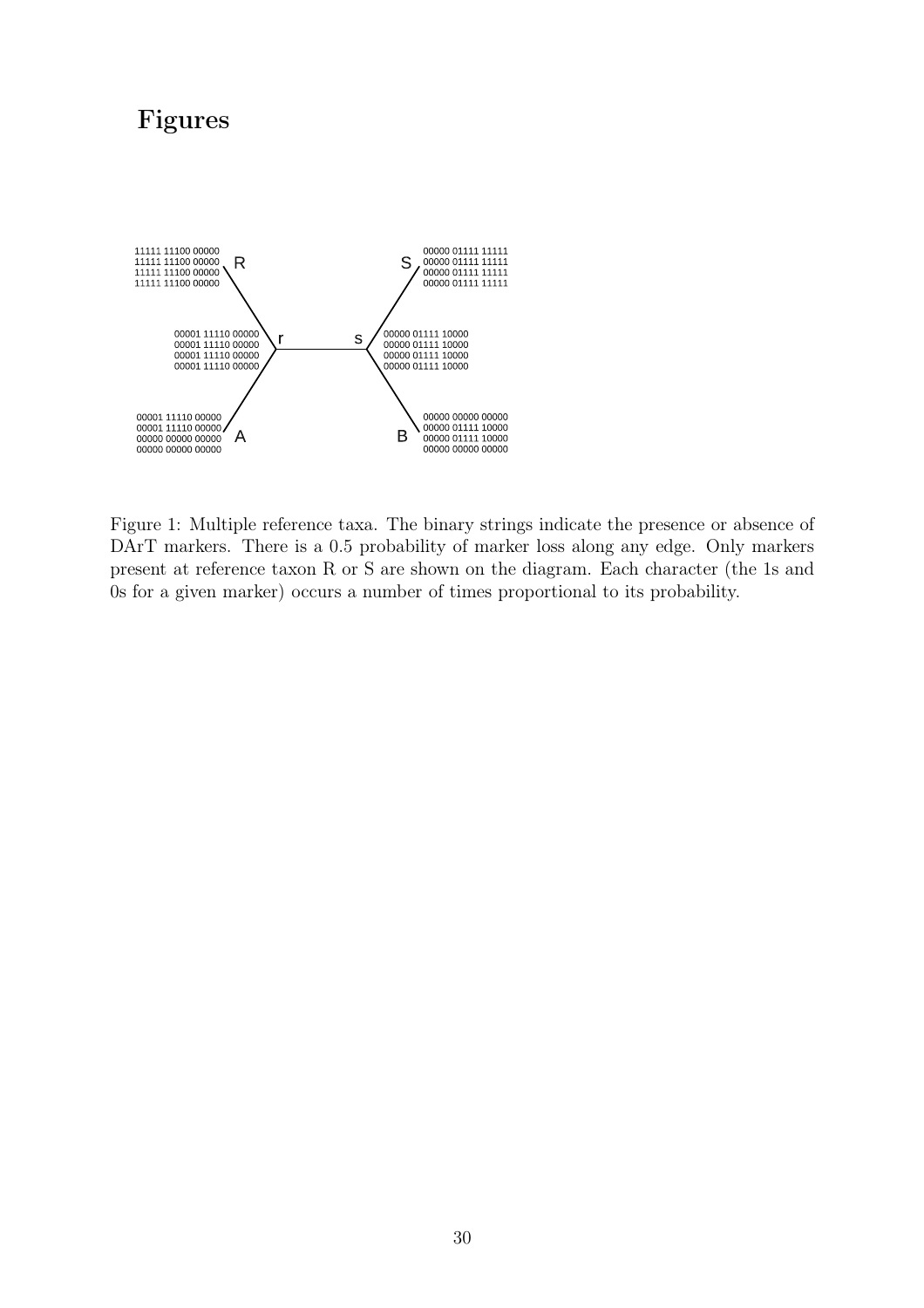# Figures

```
11111 11100 00000                                           00000 01111 11111
11111 11100 00000  R                                     S  00000 01111 11111
11111 11100 00000                                           00000 01111 11111
11111 11100 00000                                           00000 01111 11111


        00001 11110 00000                    00000 01111 10000
        00001 11110 00000  r ---------- s    00000 01111 10000
        00001 11110 00000                    00000 01111 10000
        00001 11110 00000                    00000 01111 10000


00001 11110 00000                                           00000 00000 00000
00001 11110 00000  A                                     B  00000 01111 10000
00000 00000 00000                                           00000 01111 10000
00000 00000 00000                                           00000 00000 00000
```

Figure 1: Multiple reference taxa. The binary strings indicate the presence or absence of DArT markers. There is a 0.5 probability of marker loss along any edge. Only markers present at reference taxon R or S are shown on the diagram. Each character (the 1s and 0s for a given marker) occurs a number of times proportional to its probability.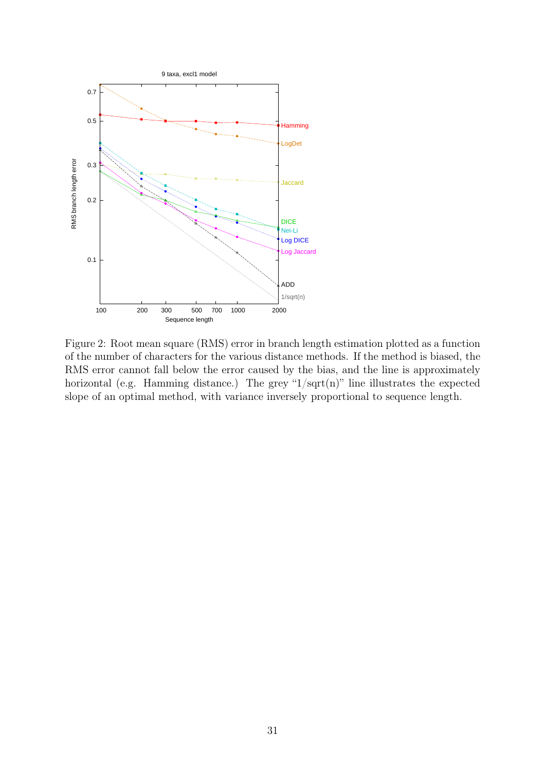Figure 2: Root mean square (RMS) error in branch length estimation plotted as a function of the number of characters for the various distance methods. If the method is biased, the RMS error cannot fall below the error caused by the bias, and the line is approximately horizontal (e.g. Hamming distance.) The grey "1/sqrt(n)" line illustrates the expected slope of an optimal method, with variance inversely proportional to sequence length.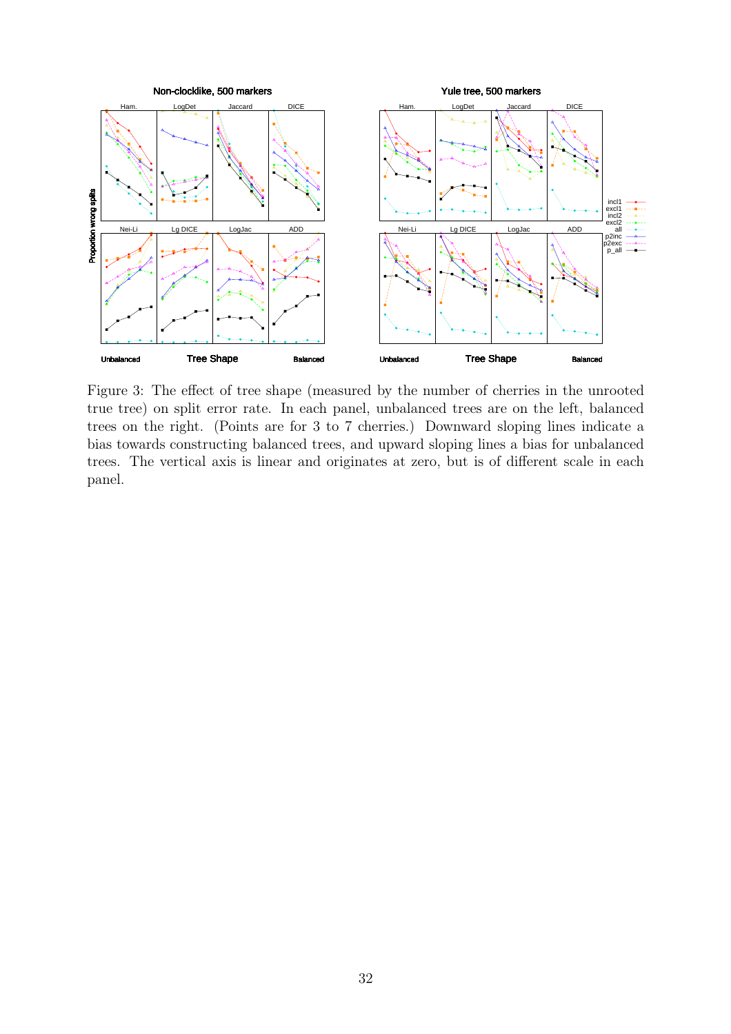Figure 3: The effect of tree shape (measured by the number of cherries in the unrooted true tree) on split error rate. In each panel, unbalanced trees are on the left, balanced trees on the right. (Points are for 3 to 7 cherries.) Downward sloping lines indicate a bias towards constructing balanced trees, and upward sloping lines a bias for unbalanced trees. The vertical axis is linear and originates at zero, but is of different scale in each panel.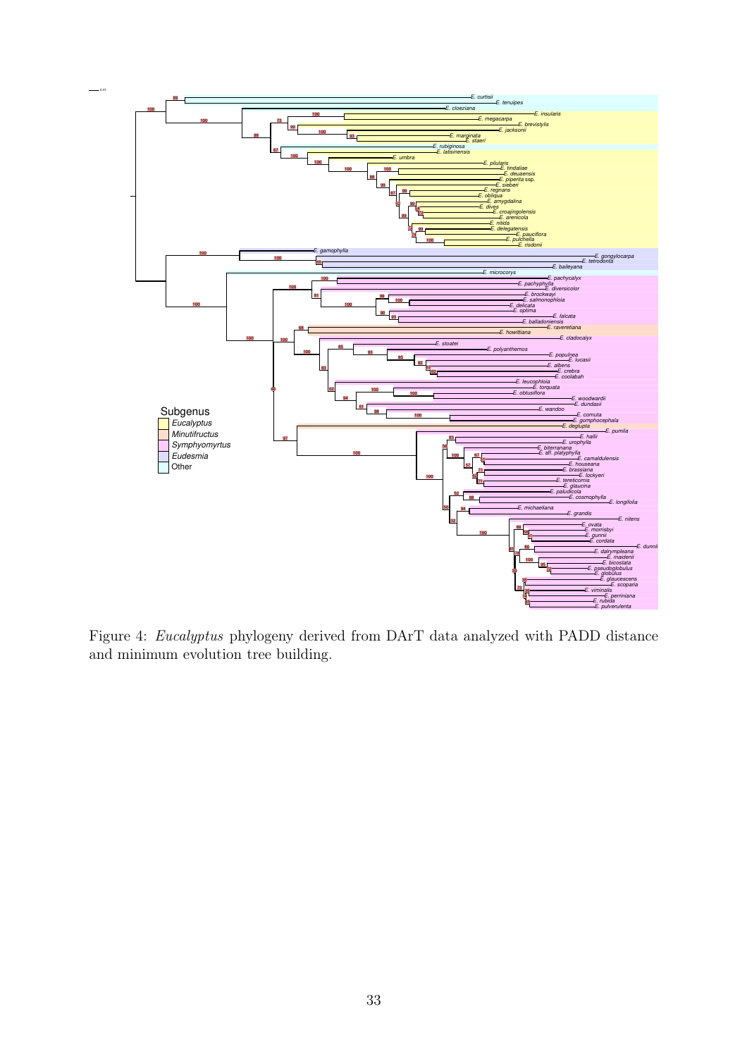Figure 4: *Eucalyptus* phylogeny derived from DArT data analyzed with PADD distance and minimum evolution tree building.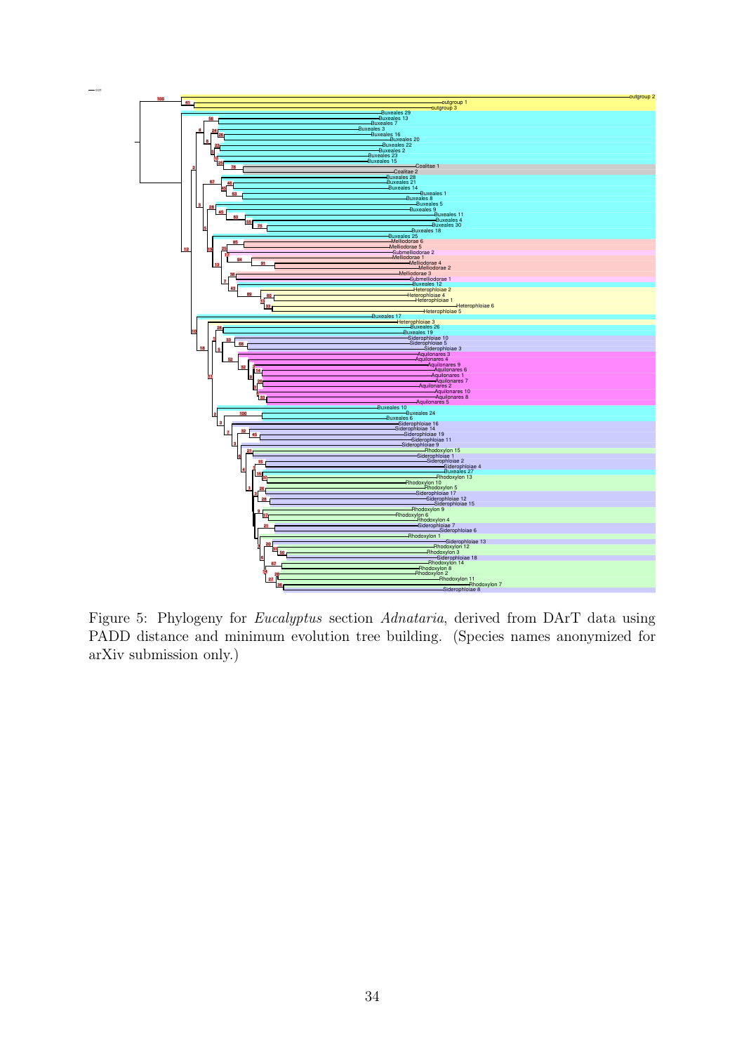Figure 5: Phylogeny for *Eucalyptus* section *Adnataria*, derived from DArT data using PADD distance and minimum evolution tree building. (Species names anonymized for arXiv submission only.)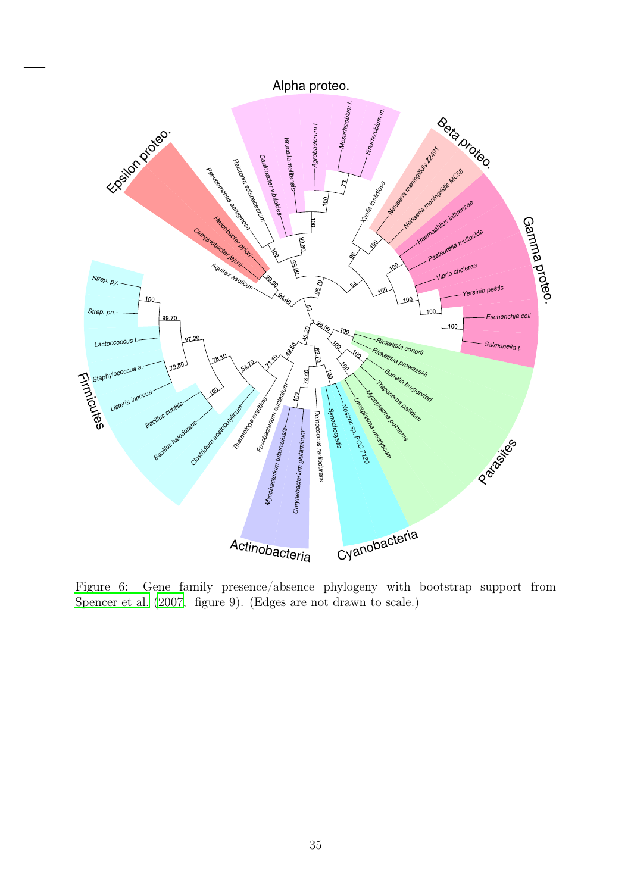Figure 6: Gene family presence/absence phylogeny with bootstrap support from Spencer et al. (2007, figure 9). (Edges are not drawn to scale.)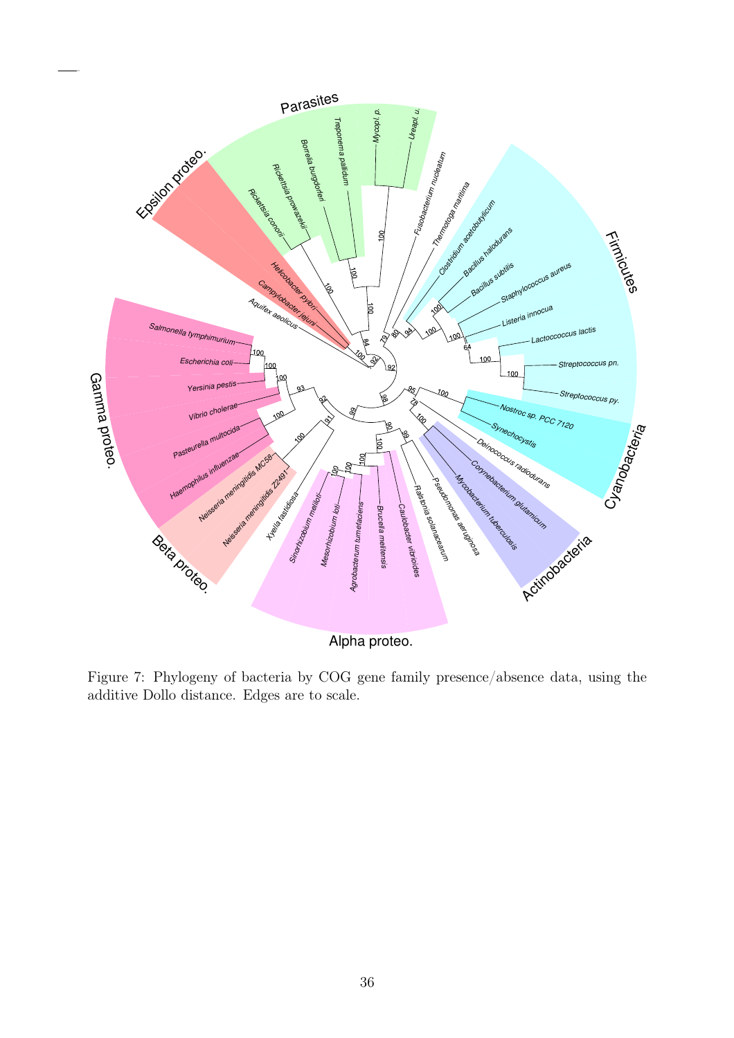Parasites

Epsilon proteo.

Firmicutes

Gamma proteo.

Cyanobacteria

Actinobacteria

Beta proteo.

Alpha proteo.

Figure 7: Phylogeny of bacteria by COG gene family presence/absence data, using the additive Dollo distance. Edges are to scale.